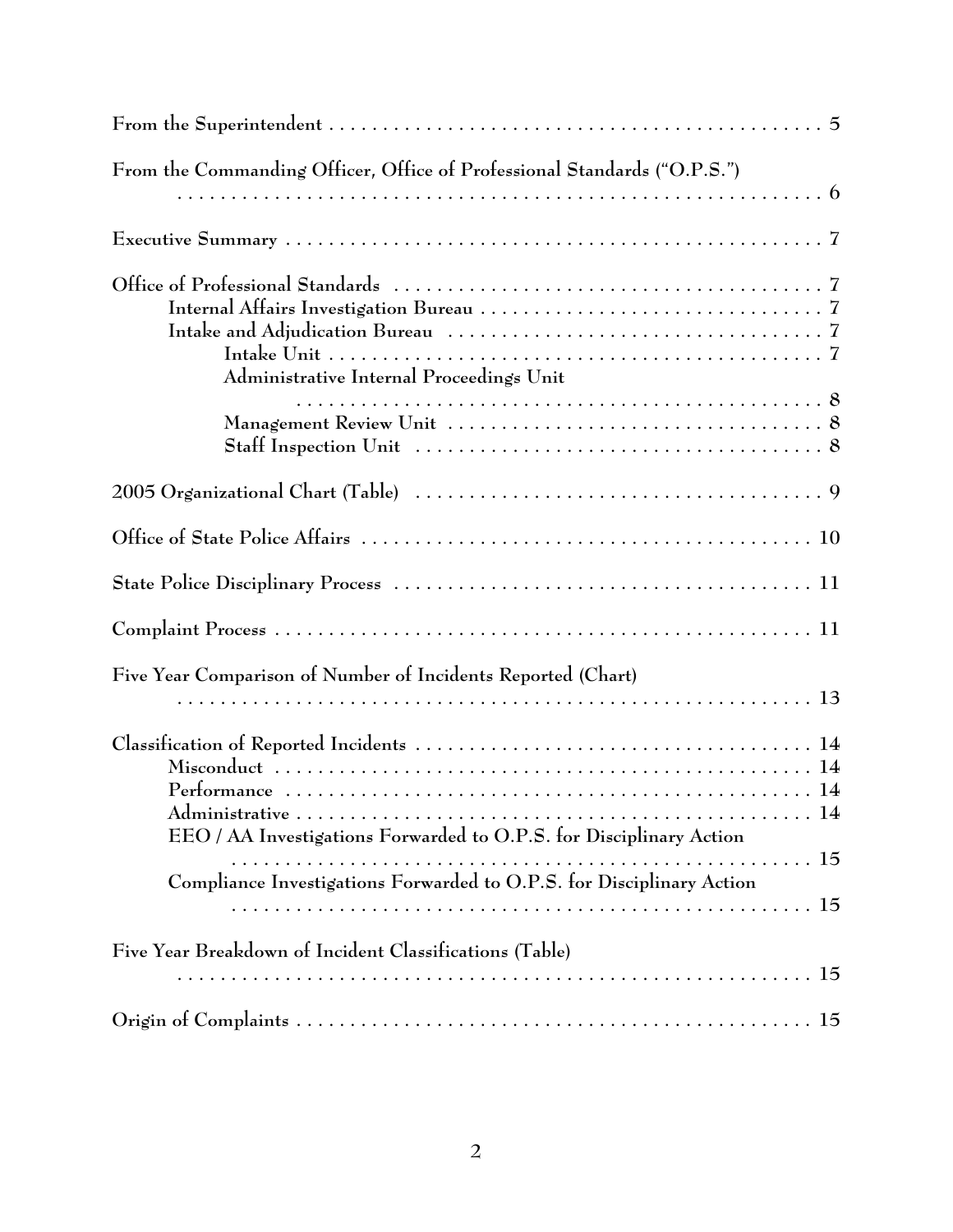From the Superintendent . . . . . . . . . . . . . . . . . . . . . . . . . . . . . . . . . . . . . . . . . . . . . . 5

From the Commanding Officer, Office of Professional Standards ("O.P.S.") . . . . . . . . . . . . . . . . . . . . . . . . . . . . . . . . . . . . . . . . . . . . . . . . . . . . . 6

Executive Summary . . . . . . . . . . . . . . . . . . . . . . . . . . . . . . . . . . . . . . . . . . . . . . . . . . 7

Office of Professional Standards . . . . . . . . . . . . . . . . . . . . . . . . . . . . . . . . . . . . . . . . 7
- Internal Affairs Investigation Bureau . . . . . . . . . . . . . . . . . . . . . . . . . . . . . . . . 7
- Intake and Adjudication Bureau . . . . . . . . . . . . . . . . . . . . . . . . . . . . . . . . . . . . 7
  - Intake Unit . . . . . . . . . . . . . . . . . . . . . . . . . . . . . . . . . . . . . . . . . . . . . . 7
  - Administrative Internal Proceedings Unit . . . . . . . . . . . . . . . . . . . . . . . . . . . . . . . . . . . . . . . . . . . . . 8
  - Management Review Unit . . . . . . . . . . . . . . . . . . . . . . . . . . . . . . . . . . . 8
  - Staff Inspection Unit . . . . . . . . . . . . . . . . . . . . . . . . . . . . . . . . . . . . . . 8

2005 Organizational Chart (Table) . . . . . . . . . . . . . . . . . . . . . . . . . . . . . . . . . . . . . . 9

Office of State Police Affairs . . . . . . . . . . . . . . . . . . . . . . . . . . . . . . . . . . . . . . . . . . . 10

State Police Disciplinary Process . . . . . . . . . . . . . . . . . . . . . . . . . . . . . . . . . . . . . . . 11

Complaint Process . . . . . . . . . . . . . . . . . . . . . . . . . . . . . . . . . . . . . . . . . . . . . . . . . . 11

Five Year Comparison of Number of Incidents Reported (Chart) . . . . . . . . . . . . . . . . . . . . . . . . . . . . . . . . . . . . . . . . . . . . . . . . . . . . . 13

Classification of Reported Incidents . . . . . . . . . . . . . . . . . . . . . . . . . . . . . . . . . . . . . 14
- Misconduct . . . . . . . . . . . . . . . . . . . . . . . . . . . . . . . . . . . . . . . . . . . . . . . . . . 14
- Performance . . . . . . . . . . . . . . . . . . . . . . . . . . . . . . . . . . . . . . . . . . . . . . . . . 14
- Administrative . . . . . . . . . . . . . . . . . . . . . . . . . . . . . . . . . . . . . . . . . . . . . . . . 14
- EEO / AA Investigations Forwarded to O.P.S. for Disciplinary Action . . . . . . . . . . . . . . . . . . . . . . . . . . . . . . . . . . . . . . . . . . . . . . . . . . . . 15
- Compliance Investigations Forwarded to O.P.S. for Disciplinary Action . . . . . . . . . . . . . . . . . . . . . . . . . . . . . . . . . . . . . . . . . . . . . . . . . . . . 15

Five Year Breakdown of Incident Classifications (Table) . . . . . . . . . . . . . . . . . . . . . . . . . . . . . . . . . . . . . . . . . . . . . . . . . . . . . 15

Origin of Complaints . . . . . . . . . . . . . . . . . . . . . . . . . . . . . . . . . . . . . . . . . . . . . . . . . 15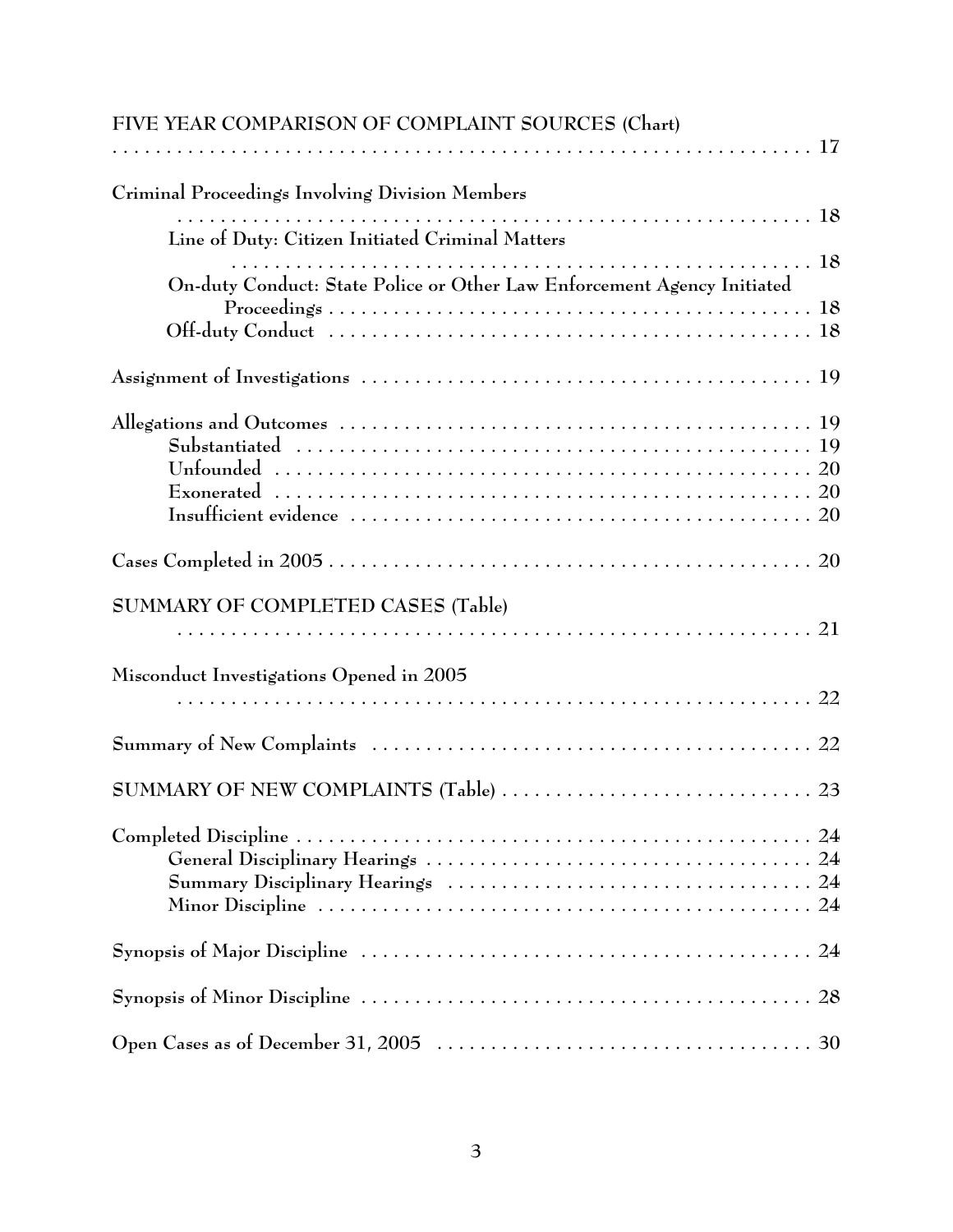FIVE YEAR COMPARISON OF COMPLAINT SOURCES (Chart) . . . . . . . . . . . . . . . . . . . . . . . . . . . . . . . . . . . . . . . . . . . . . . . . . . . . . . . . . . . 17

Criminal Proceedings Involving Division Members . . . . . . . . . . . . . . . . . . . . . . . . . . . . . . . . . . . . . . . . . . . . . . . . . . . . . . . . . . . 18

- Line of Duty: Citizen Initiated Criminal Matters . . . . . . . . . . . . . . . . . . . . . . . . . . . . . . . . . . . . . . . . . . . . . . . . . . . . 18
- On-duty Conduct: State Police or Other Law Enforcement Agency Initiated Proceedings . . . . . . . . . . . . . . . . . . . . . . . . . . . . . . . . . . . . . . . . . . . . . . 18
- Off-duty Conduct . . . . . . . . . . . . . . . . . . . . . . . . . . . . . . . . . . . . . . . . . . . . 18

Assignment of Investigations . . . . . . . . . . . . . . . . . . . . . . . . . . . . . . . . . . . . . . . . . 19

Allegations and Outcomes . . . . . . . . . . . . . . . . . . . . . . . . . . . . . . . . . . . . . . . . . . . 19

- Substantiated . . . . . . . . . . . . . . . . . . . . . . . . . . . . . . . . . . . . . . . . . . . . . . 19
- Unfounded . . . . . . . . . . . . . . . . . . . . . . . . . . . . . . . . . . . . . . . . . . . . . . . . 20
- Exonerated . . . . . . . . . . . . . . . . . . . . . . . . . . . . . . . . . . . . . . . . . . . . . . . . 20
- Insufficient evidence . . . . . . . . . . . . . . . . . . . . . . . . . . . . . . . . . . . . . . . . . . 20

Cases Completed in 2005 . . . . . . . . . . . . . . . . . . . . . . . . . . . . . . . . . . . . . . . . . . . . 20

SUMMARY OF COMPLETED CASES (Table) . . . . . . . . . . . . . . . . . . . . . . . . . . . . . . . . . . . . . . . . . . . . . . . . . . . . . . . . . . 21

Misconduct Investigations Opened in 2005 . . . . . . . . . . . . . . . . . . . . . . . . . . . . . . . . . . . . . . . . . . . . . . . . . . . . . . . . . . 22

Summary of New Complaints . . . . . . . . . . . . . . . . . . . . . . . . . . . . . . . . . . . . . . . . 22

SUMMARY OF NEW COMPLAINTS (Table) . . . . . . . . . . . . . . . . . . . . . . . . . . . . 23

Completed Discipline . . . . . . . . . . . . . . . . . . . . . . . . . . . . . . . . . . . . . . . . . . . . . . . 24

- General Disciplinary Hearings . . . . . . . . . . . . . . . . . . . . . . . . . . . . . . . . . . . 24
- Summary Disciplinary Hearings . . . . . . . . . . . . . . . . . . . . . . . . . . . . . . . . . 24
- Minor Discipline . . . . . . . . . . . . . . . . . . . . . . . . . . . . . . . . . . . . . . . . . . . . . 24

Synopsis of Major Discipline . . . . . . . . . . . . . . . . . . . . . . . . . . . . . . . . . . . . . . . . . 24

Synopsis of Minor Discipline . . . . . . . . . . . . . . . . . . . . . . . . . . . . . . . . . . . . . . . . . 28

Open Cases as of December 31, 2005 . . . . . . . . . . . . . . . . . . . . . . . . . . . . . . . . . . 30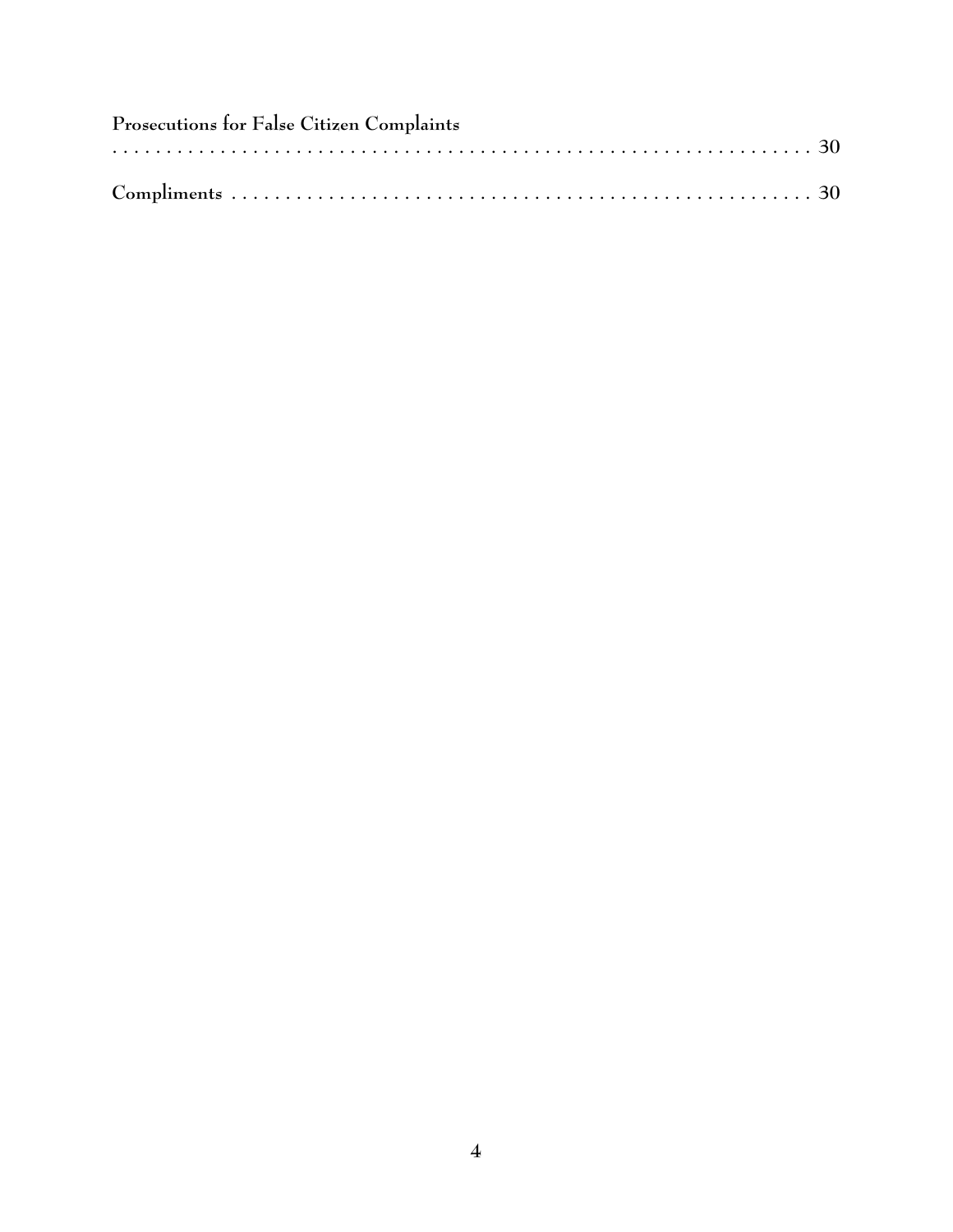**Prosecutions for False Citizen Complaints** . . . . . . . . . . . . . . . . . . . . . . . . . . . . . . . . . . . . . . . . . . . . . . . . . . . . . . . . . . . . . . 30

**Compliments** . . . . . . . . . . . . . . . . . . . . . . . . . . . . . . . . . . . . . . . . . . . . . . . . . . . . 30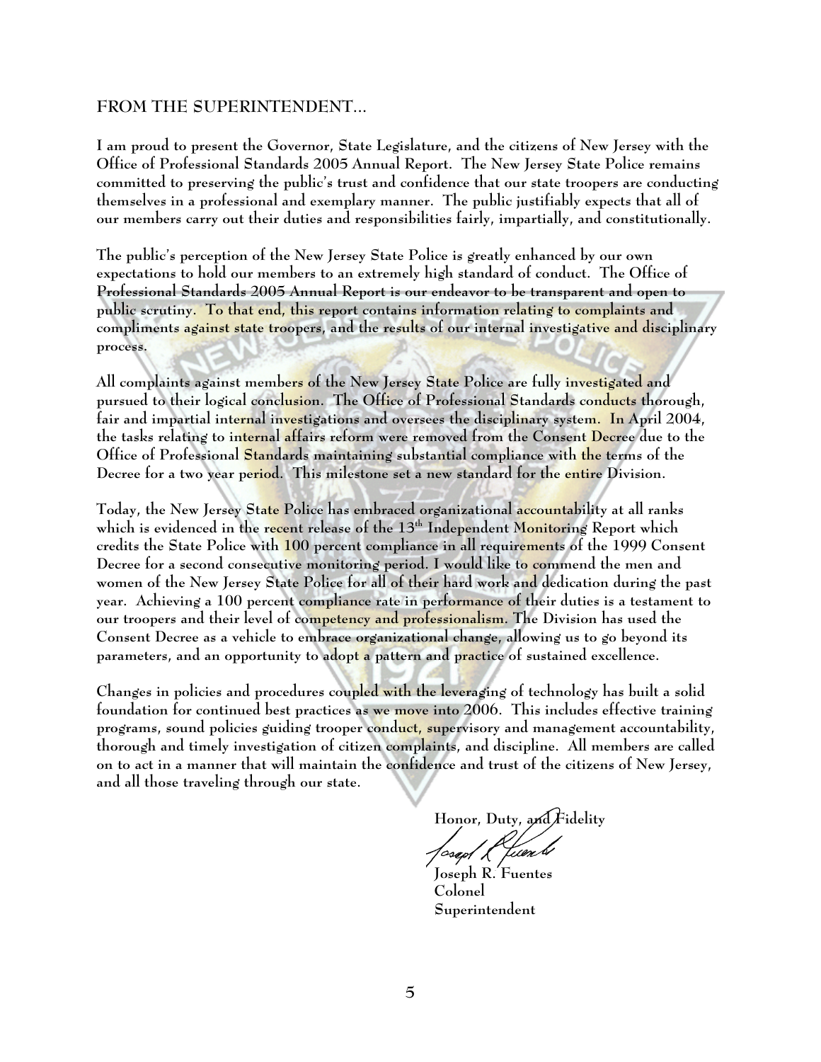## FROM THE SUPERINTENDENT...

I am proud to present the Governor, State Legislature, and the citizens of New Jersey with the Office of Professional Standards 2005 Annual Report. The New Jersey State Police remains committed to preserving the public's trust and confidence that our state troopers are conducting themselves in a professional and exemplary manner. The public justifiably expects that all of our members carry out their duties and responsibilities fairly, impartially, and constitutionally.

The public's perception of the New Jersey State Police is greatly enhanced by our own expectations to hold our members to an extremely high standard of conduct. The Office of Professional Standards 2005 Annual Report is our endeavor to be transparent and open to public scrutiny. To that end, this report contains information relating to complaints and compliments against state troopers, and the results of our internal investigative and disciplinary process.

All complaints against members of the New Jersey State Police are fully investigated and pursued to their logical conclusion. The Office of Professional Standards conducts thorough, fair and impartial internal investigations and oversees the disciplinary system. In April 2004, the tasks relating to internal affairs reform were removed from the Consent Decree due to the Office of Professional Standards maintaining substantial compliance with the terms of the Decree for a two year period. This milestone set a new standard for the entire Division.

Today, the New Jersey State Police has embraced organizational accountability at all ranks which is evidenced in the recent release of the 13th Independent Monitoring Report which credits the State Police with 100 percent compliance in all requirements of the 1999 Consent Decree for a second consecutive monitoring period. I would like to commend the men and women of the New Jersey State Police for all of their hard work and dedication during the past year. Achieving a 100 percent compliance rate in performance of their duties is a testament to our troopers and their level of competency and professionalism. The Division has used the Consent Decree as a vehicle to embrace organizational change, allowing us to go beyond its parameters, and an opportunity to adopt a pattern and practice of sustained excellence.

Changes in policies and procedures coupled with the leveraging of technology has built a solid foundation for continued best practices as we move into 2006. This includes effective training programs, sound policies guiding trooper conduct, supervisory and management accountability, thorough and timely investigation of citizen complaints, and discipline. All members are called on to act in a manner that will maintain the confidence and trust of the citizens of New Jersey, and all those traveling through our state.

Honor, Duty, and Fidelity

Joseph R. Fuentes
Colonel
Superintendent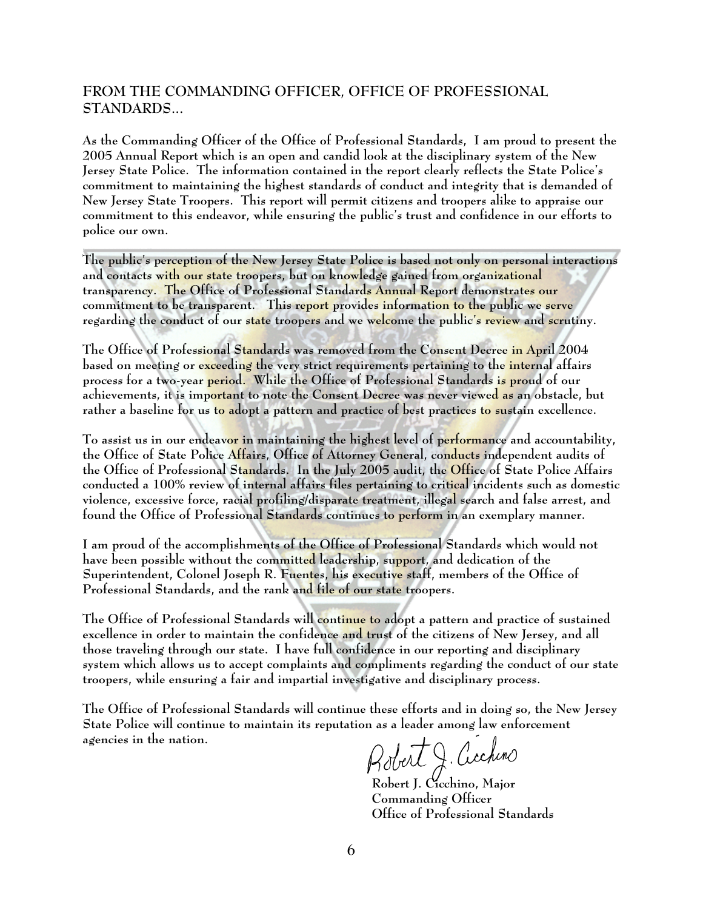## FROM THE COMMANDING OFFICER, OFFICE OF PROFESSIONAL STANDARDS...

As the Commanding Officer of the Office of Professional Standards, I am proud to present the 2005 Annual Report which is an open and candid look at the disciplinary system of the New Jersey State Police. The information contained in the report clearly reflects the State Police's commitment to maintaining the highest standards of conduct and integrity that is demanded of New Jersey State Troopers. This report will permit citizens and troopers alike to appraise our commitment to this endeavor, while ensuring the public's trust and confidence in our efforts to police our own.

The public's perception of the New Jersey State Police is based not only on personal interactions and contacts with our state troopers, but on knowledge gained from organizational transparency. The Office of Professional Standards Annual Report demonstrates our commitment to be transparent. This report provides information to the public we serve regarding the conduct of our state troopers and we welcome the public's review and scrutiny.

The Office of Professional Standards was removed from the Consent Decree in April 2004 based on meeting or exceeding the very strict requirements pertaining to the internal affairs process for a two-year period. While the Office of Professional Standards is proud of our achievements, it is important to note the Consent Decree was never viewed as an obstacle, but rather a baseline for us to adopt a pattern and practice of best practices to sustain excellence.

To assist us in our endeavor in maintaining the highest level of performance and accountability, the Office of State Police Affairs, Office of Attorney General, conducts independent audits of the Office of Professional Standards. In the July 2005 audit, the Office of State Police Affairs conducted a 100% review of internal affairs files pertaining to critical incidents such as domestic violence, excessive force, racial profiling/disparate treatment, illegal search and false arrest, and found the Office of Professional Standards continues to perform in an exemplary manner.

I am proud of the accomplishments of the Office of Professional Standards which would not have been possible without the committed leadership, support, and dedication of the Superintendent, Colonel Joseph R. Fuentes, his executive staff, members of the Office of Professional Standards, and the rank and file of our state troopers.

The Office of Professional Standards will continue to adopt a pattern and practice of sustained excellence in order to maintain the confidence and trust of the citizens of New Jersey, and all those traveling through our state. I have full confidence in our reporting and disciplinary system which allows us to accept complaints and compliments regarding the conduct of our state troopers, while ensuring a fair and impartial investigative and disciplinary process.

The Office of Professional Standards will continue these efforts and in doing so, the New Jersey State Police will continue to maintain its reputation as a leader among law enforcement agencies in the nation.

Robert J. Cicchino, Major
Commanding Officer
Office of Professional Standards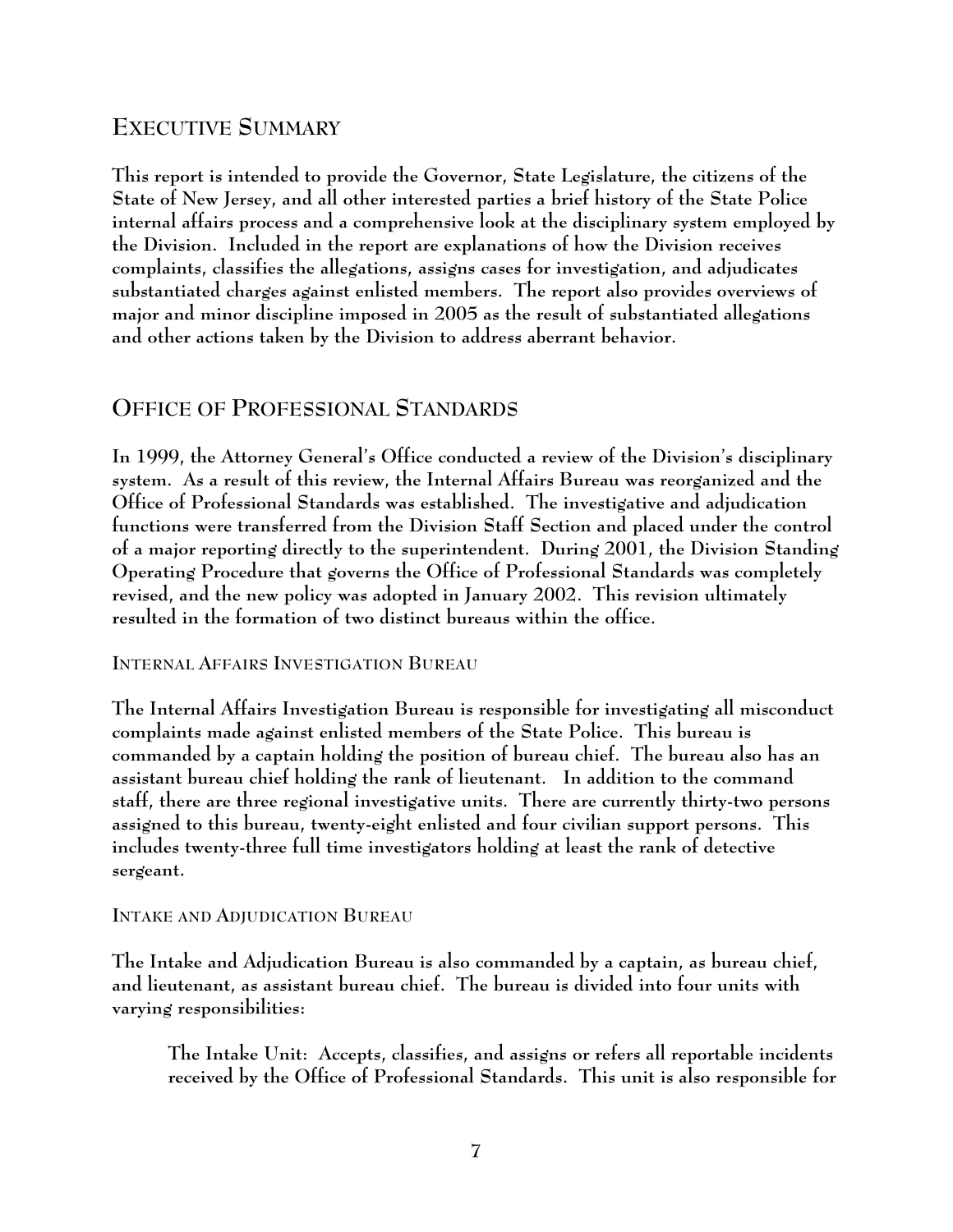## EXECUTIVE SUMMARY

This report is intended to provide the Governor, State Legislature, the citizens of the State of New Jersey, and all other interested parties a brief history of the State Police internal affairs process and a comprehensive look at the disciplinary system employed by the Division. Included in the report are explanations of how the Division receives complaints, classifies the allegations, assigns cases for investigation, and adjudicates substantiated charges against enlisted members. The report also provides overviews of major and minor discipline imposed in 2005 as the result of substantiated allegations and other actions taken by the Division to address aberrant behavior.

## OFFICE OF PROFESSIONAL STANDARDS

In 1999, the Attorney General's Office conducted a review of the Division's disciplinary system. As a result of this review, the Internal Affairs Bureau was reorganized and the Office of Professional Standards was established. The investigative and adjudication functions were transferred from the Division Staff Section and placed under the control of a major reporting directly to the superintendent. During 2001, the Division Standing Operating Procedure that governs the Office of Professional Standards was completely revised, and the new policy was adopted in January 2002. This revision ultimately resulted in the formation of two distinct bureaus within the office.

### INTERNAL AFFAIRS INVESTIGATION BUREAU

The Internal Affairs Investigation Bureau is responsible for investigating all misconduct complaints made against enlisted members of the State Police. This bureau is commanded by a captain holding the position of bureau chief. The bureau also has an assistant bureau chief holding the rank of lieutenant. In addition to the command staff, there are three regional investigative units. There are currently thirty-two persons assigned to this bureau, twenty-eight enlisted and four civilian support persons. This includes twenty-three full time investigators holding at least the rank of detective sergeant.

### INTAKE AND ADJUDICATION BUREAU

The Intake and Adjudication Bureau is also commanded by a captain, as bureau chief, and lieutenant, as assistant bureau chief. The bureau is divided into four units with varying responsibilities:

> The Intake Unit: Accepts, classifies, and assigns or refers all reportable incidents received by the Office of Professional Standards. This unit is also responsible for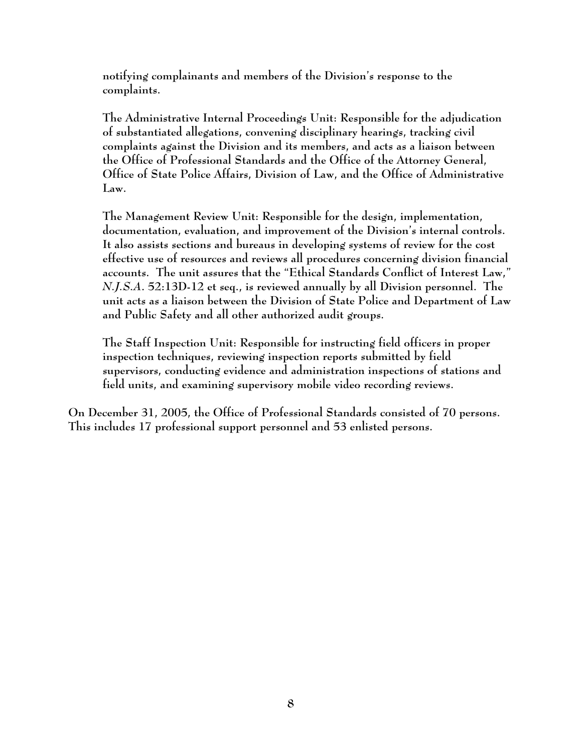notifying complainants and members of the Division's response to the complaints.

The Administrative Internal Proceedings Unit: Responsible for the adjudication of substantiated allegations, convening disciplinary hearings, tracking civil complaints against the Division and its members, and acts as a liaison between the Office of Professional Standards and the Office of the Attorney General, Office of State Police Affairs, Division of Law, and the Office of Administrative Law.

The Management Review Unit: Responsible for the design, implementation, documentation, evaluation, and improvement of the Division's internal controls. It also assists sections and bureaus in developing systems of review for the cost effective use of resources and reviews all procedures concerning division financial accounts. The unit assures that the "Ethical Standards Conflict of Interest Law," *N.J.S.A.* 52:13D-12 et seq., is reviewed annually by all Division personnel. The unit acts as a liaison between the Division of State Police and Department of Law and Public Safety and all other authorized audit groups.

The Staff Inspection Unit: Responsible for instructing field officers in proper inspection techniques, reviewing inspection reports submitted by field supervisors, conducting evidence and administration inspections of stations and field units, and examining supervisory mobile video recording reviews.

On December 31, 2005, the Office of Professional Standards consisted of 70 persons. This includes 17 professional support personnel and 53 enlisted persons.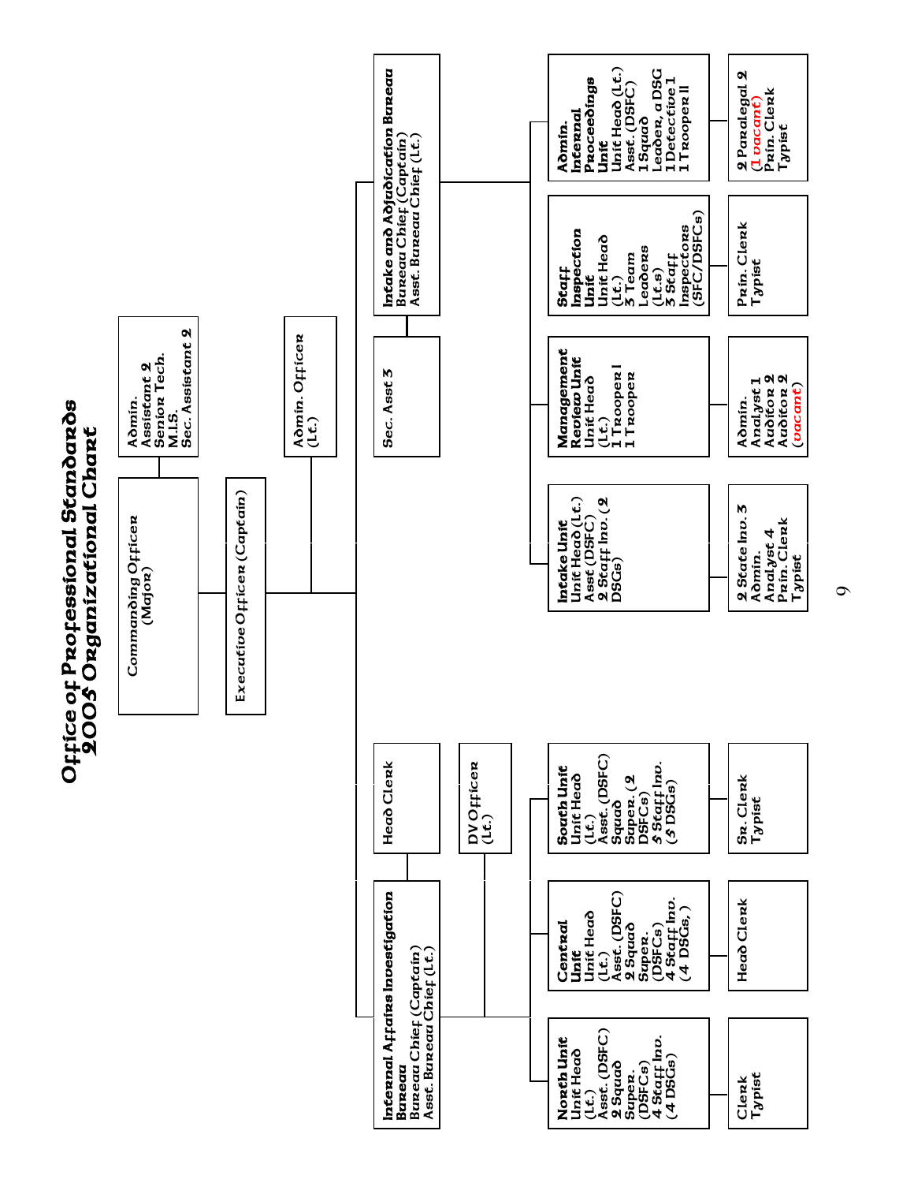# Office of Professional Standards 2005 Organizational Chart

**Commanding Officer** (Major)

- **Admin.** Assistant 2, Senior Tech., M.I.S., Sec. Assistant 2
- **Executive Officer** (Captain)
- **Admin. Officer** (Lt.)

## Internal Affairs Investigation Bureau

Bureau Chief (Captain)
Asst. Bureau Chief (Lt.)

- **Head Clerk**
- **DV Officer** (Lt.)

| North Unit | Central Unit | South Unit |
|---|---|---|
| Unit Head (Lt.)<br>Asst. (DSFC)<br>2 Squad Super. (DSFCs)<br>4 Staff Inv. (4 DSGs) | Unit Head (Lt.)<br>Asst. (DSFC)<br>2 Squad Super. (DSFCs)<br>4 Staff Inv. (4 DSGs, ) | Unit Head (Lt.)<br>Asst. (DSFC)<br>Squad Super. (2 DSFCs)<br>5 Staff Inv. (5 DSGs) |
| Clerk<br>Typist | Head Clerk | Sr. Clerk<br>Typist |

## Intake and Adjudication Bureau

Bureau Chief (Captain)
Asst. Bureau Chief (Lt.)

- **Sec. Asst 3**

| Intake Unit | Management Review Unit | Staff Inspection Unit | Admin. Internal Proceedings Unit |
|---|---|---|---|
| Unit Head (Lt.)<br>Asst (DSFC)<br>2 Staff Inv. (2 DSGs) | Unit Head (Lt.)<br>1 Trooper I<br>1 Trooper | Unit Head (Lt.)<br>3 Team Leaders (Lt.s)<br>3 Staff Inspectors (SFC/DSFCs) | Unit Head (Lt.)<br>Asst. (DSFC)<br>1 Squad Leader, a DSG<br>1 Detective 1<br>1 Trooper II |
| 2 State Inv. 3<br>Admin. Analyst 4<br>Prin. Clerk<br>Typist | Admin. Analyst 1<br>Auditor 2<br>Auditor 2 (vacant) | Prin. Clerk<br>Typist | 2 Paralegal 2 (1 vacant)<br>Prin. Clerk<br>Typist |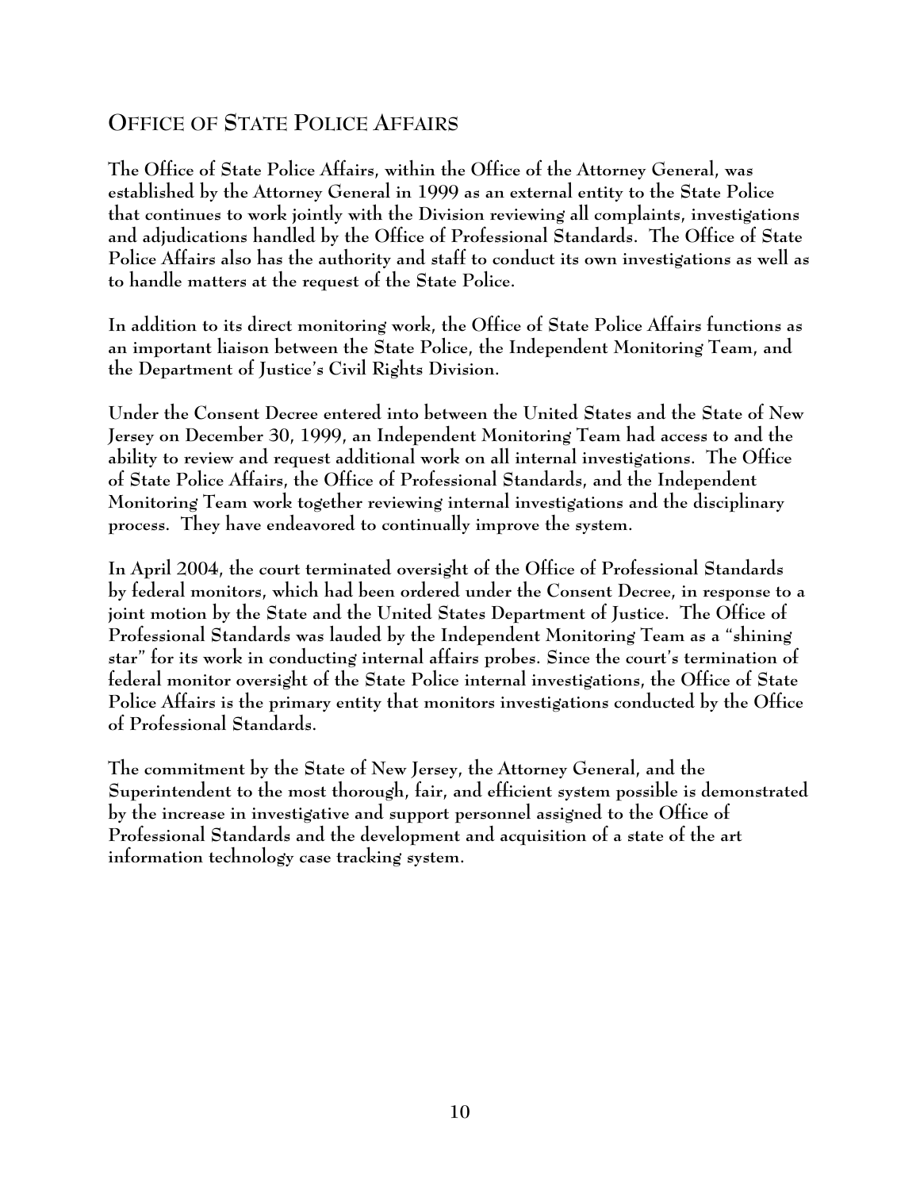## Office of State Police Affairs

The Office of State Police Affairs, within the Office of the Attorney General, was established by the Attorney General in 1999 as an external entity to the State Police that continues to work jointly with the Division reviewing all complaints, investigations and adjudications handled by the Office of Professional Standards. The Office of State Police Affairs also has the authority and staff to conduct its own investigations as well as to handle matters at the request of the State Police.

In addition to its direct monitoring work, the Office of State Police Affairs functions as an important liaison between the State Police, the Independent Monitoring Team, and the Department of Justice's Civil Rights Division.

Under the Consent Decree entered into between the United States and the State of New Jersey on December 30, 1999, an Independent Monitoring Team had access to and the ability to review and request additional work on all internal investigations. The Office of State Police Affairs, the Office of Professional Standards, and the Independent Monitoring Team work together reviewing internal investigations and the disciplinary process. They have endeavored to continually improve the system.

In April 2004, the court terminated oversight of the Office of Professional Standards by federal monitors, which had been ordered under the Consent Decree, in response to a joint motion by the State and the United States Department of Justice. The Office of Professional Standards was lauded by the Independent Monitoring Team as a "shining star" for its work in conducting internal affairs probes. Since the court's termination of federal monitor oversight of the State Police internal investigations, the Office of State Police Affairs is the primary entity that monitors investigations conducted by the Office of Professional Standards.

The commitment by the State of New Jersey, the Attorney General, and the Superintendent to the most thorough, fair, and efficient system possible is demonstrated by the increase in investigative and support personnel assigned to the Office of Professional Standards and the development and acquisition of a state of the art information technology case tracking system.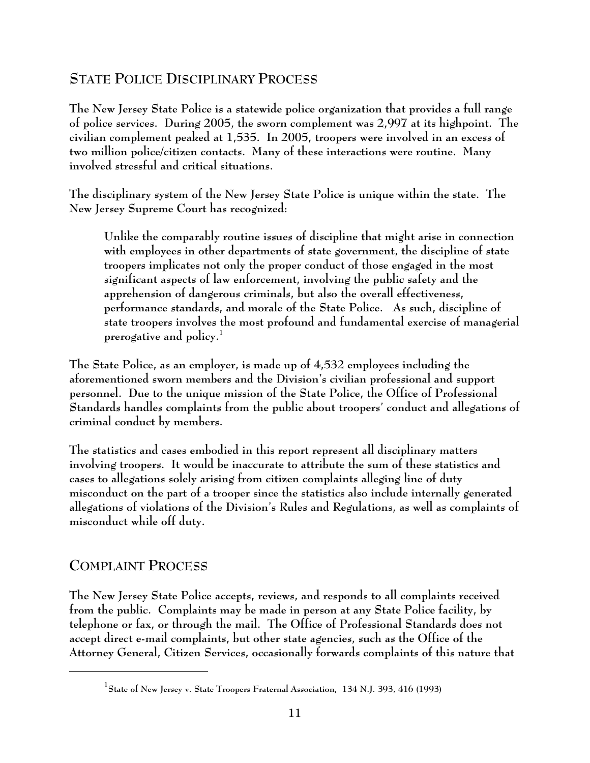## State Police Disciplinary Process

The New Jersey State Police is a statewide police organization that provides a full range of police services. During 2005, the sworn complement was 2,997 at its highpoint. The civilian complement peaked at 1,535. In 2005, troopers were involved in an excess of two million police/citizen contacts. Many of these interactions were routine. Many involved stressful and critical situations.

The disciplinary system of the New Jersey State Police is unique within the state. The New Jersey Supreme Court has recognized:

> Unlike the comparably routine issues of discipline that might arise in connection with employees in other departments of state government, the discipline of state troopers implicates not only the proper conduct of those engaged in the most significant aspects of law enforcement, involving the public safety and the apprehension of dangerous criminals, but also the overall effectiveness, performance standards, and morale of the State Police. As such, discipline of state troopers involves the most profound and fundamental exercise of managerial prerogative and policy.[1]

The State Police, as an employer, is made up of 4,532 employees including the aforementioned sworn members and the Division's civilian professional and support personnel. Due to the unique mission of the State Police, the Office of Professional Standards handles complaints from the public about troopers' conduct and allegations of criminal conduct by members.

The statistics and cases embodied in this report represent all disciplinary matters involving troopers. It would be inaccurate to attribute the sum of these statistics and cases to allegations solely arising from citizen complaints alleging line of duty misconduct on the part of a trooper since the statistics also include internally generated allegations of violations of the Division's Rules and Regulations, as well as complaints of misconduct while off duty.

## Complaint Process

The New Jersey State Police accepts, reviews, and responds to all complaints received from the public. Complaints may be made in person at any State Police facility, by telephone or fax, or through the mail. The Office of Professional Standards does not accept direct e-mail complaints, but other state agencies, such as the Office of the Attorney General, Citizen Services, occasionally forwards complaints of this nature that

---

[1] State of New Jersey v. State Troopers Fraternal Association, 134 N.J. 393, 416 (1993)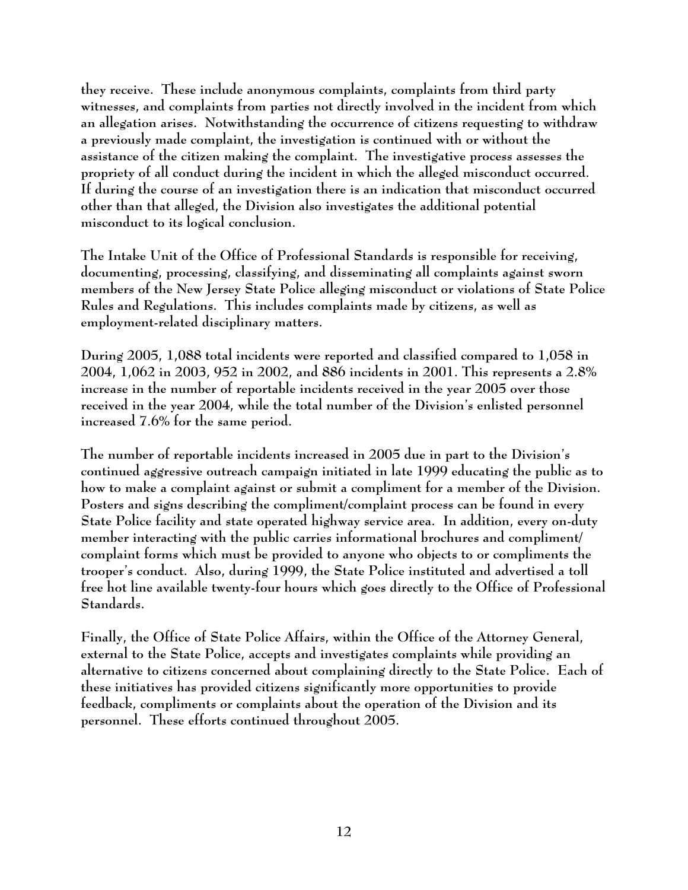they receive. These include anonymous complaints, complaints from third party witnesses, and complaints from parties not directly involved in the incident from which an allegation arises. Notwithstanding the occurrence of citizens requesting to withdraw a previously made complaint, the investigation is continued with or without the assistance of the citizen making the complaint. The investigative process assesses the propriety of all conduct during the incident in which the alleged misconduct occurred. If during the course of an investigation there is an indication that misconduct occurred other than that alleged, the Division also investigates the additional potential misconduct to its logical conclusion.

The Intake Unit of the Office of Professional Standards is responsible for receiving, documenting, processing, classifying, and disseminating all complaints against sworn members of the New Jersey State Police alleging misconduct or violations of State Police Rules and Regulations. This includes complaints made by citizens, as well as employment-related disciplinary matters.

During 2005, 1,088 total incidents were reported and classified compared to 1,058 in 2004, 1,062 in 2003, 952 in 2002, and 886 incidents in 2001. This represents a 2.8% increase in the number of reportable incidents received in the year 2005 over those received in the year 2004, while the total number of the Division's enlisted personnel increased 7.6% for the same period.

The number of reportable incidents increased in 2005 due in part to the Division's continued aggressive outreach campaign initiated in late 1999 educating the public as to how to make a complaint against or submit a compliment for a member of the Division. Posters and signs describing the compliment/complaint process can be found in every State Police facility and state operated highway service area. In addition, every on-duty member interacting with the public carries informational brochures and compliment/complaint forms which must be provided to anyone who objects to or compliments the trooper's conduct. Also, during 1999, the State Police instituted and advertised a toll free hot line available twenty-four hours which goes directly to the Office of Professional Standards.

Finally, the Office of State Police Affairs, within the Office of the Attorney General, external to the State Police, accepts and investigates complaints while providing an alternative to citizens concerned about complaining directly to the State Police. Each of these initiatives has provided citizens significantly more opportunities to provide feedback, compliments or complaints about the operation of the Division and its personnel. These efforts continued throughout 2005.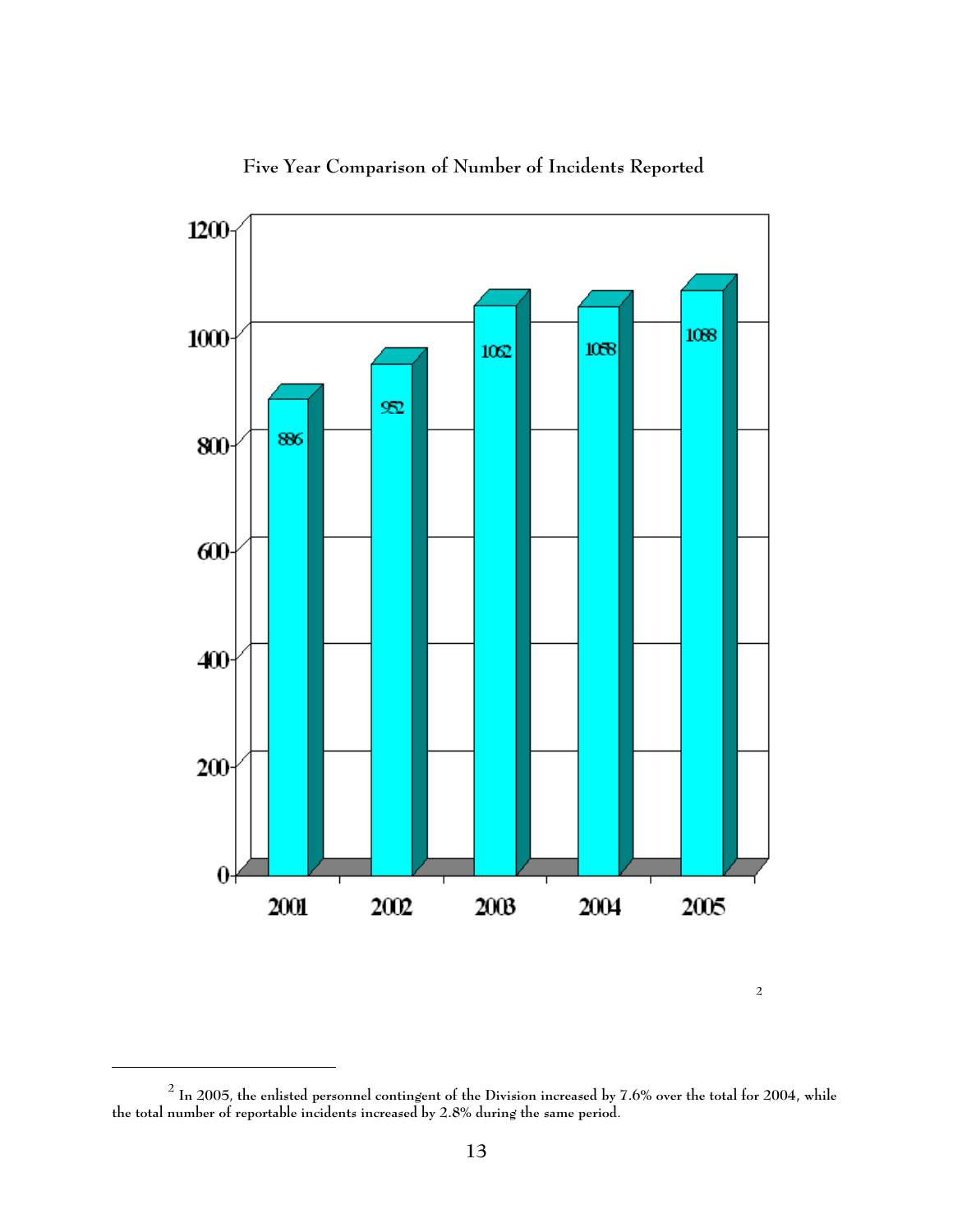## Five Year Comparison of Number of Incidents Reported

| Year | Incidents |
|---|---|
| 2001 | 886 |
| 2002 | 952 |
| 2003 | 1062 |
| 2004 | 1058 |
| 2005 | 1088 |

[2]

---

[2] In 2005, the enlisted personnel contingent of the Division increased by 7.6% over the total for 2004, while the total number of reportable incidents increased by 2.8% during the same period.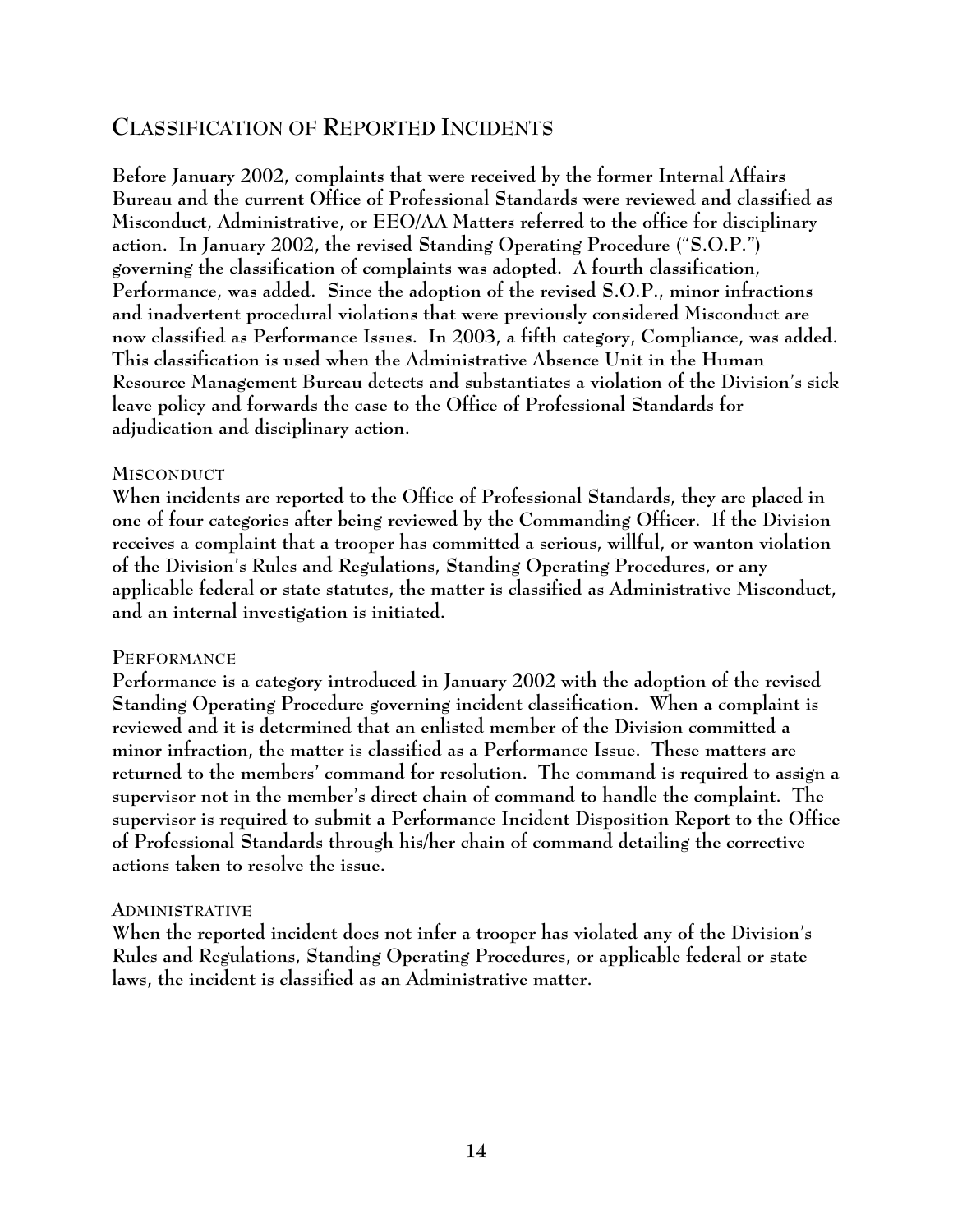## CLASSIFICATION OF REPORTED INCIDENTS

Before January 2002, complaints that were received by the former Internal Affairs Bureau and the current Office of Professional Standards were reviewed and classified as Misconduct, Administrative, or EEO/AA Matters referred to the office for disciplinary action. In January 2002, the revised Standing Operating Procedure ("S.O.P.") governing the classification of complaints was adopted. A fourth classification, Performance, was added. Since the adoption of the revised S.O.P., minor infractions and inadvertent procedural violations that were previously considered Misconduct are now classified as Performance Issues. In 2003, a fifth category, Compliance, was added. This classification is used when the Administrative Absence Unit in the Human Resource Management Bureau detects and substantiates a violation of the Division's sick leave policy and forwards the case to the Office of Professional Standards for adjudication and disciplinary action.

### MISCONDUCT

When incidents are reported to the Office of Professional Standards, they are placed in one of four categories after being reviewed by the Commanding Officer. If the Division receives a complaint that a trooper has committed a serious, willful, or wanton violation of the Division's Rules and Regulations, Standing Operating Procedures, or any applicable federal or state statutes, the matter is classified as Administrative Misconduct, and an internal investigation is initiated.

### PERFORMANCE

Performance is a category introduced in January 2002 with the adoption of the revised Standing Operating Procedure governing incident classification. When a complaint is reviewed and it is determined that an enlisted member of the Division committed a minor infraction, the matter is classified as a Performance Issue. These matters are returned to the members' command for resolution. The command is required to assign a supervisor not in the member's direct chain of command to handle the complaint. The supervisor is required to submit a Performance Incident Disposition Report to the Office of Professional Standards through his/her chain of command detailing the corrective actions taken to resolve the issue.

### ADMINISTRATIVE

When the reported incident does not infer a trooper has violated any of the Division's Rules and Regulations, Standing Operating Procedures, or applicable federal or state laws, the incident is classified as an Administrative matter.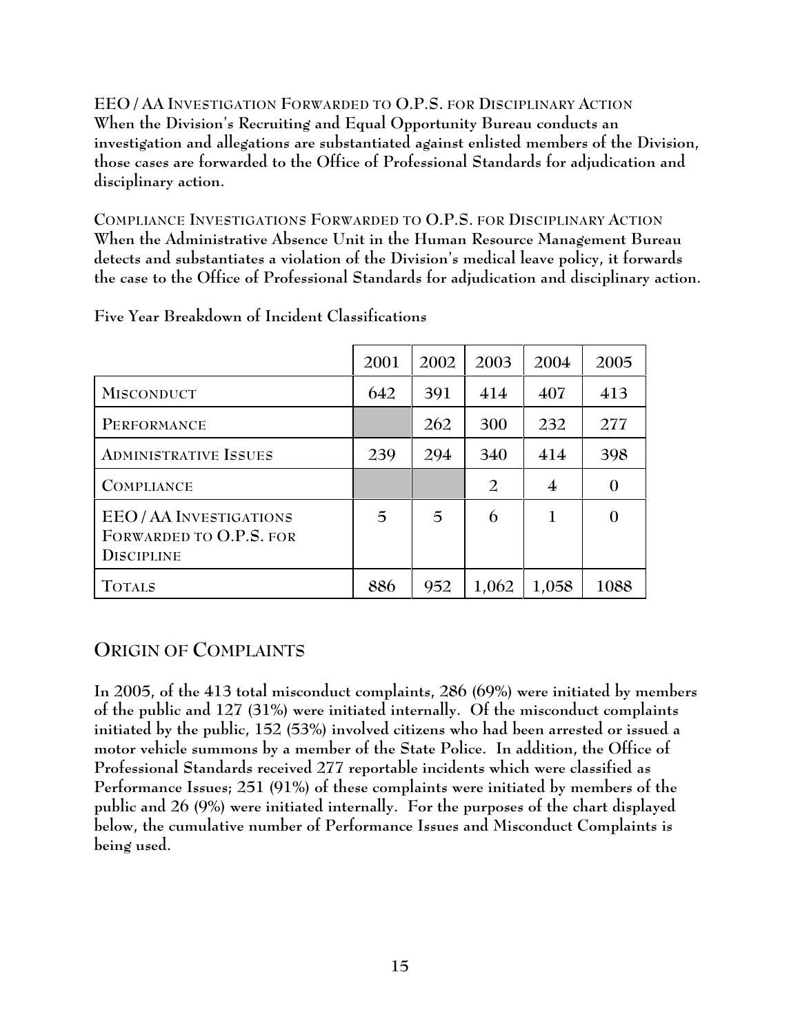**EEO / AA INVESTIGATION FORWARDED TO O.P.S. FOR DISCIPLINARY ACTION**
**When the Division's Recruiting and Equal Opportunity Bureau conducts an investigation and allegations are substantiated against enlisted members of the Division, those cases are forwarded to the Office of Professional Standards for adjudication and disciplinary action.**

**COMPLIANCE INVESTIGATIONS FORWARDED TO O.P.S. FOR DISCIPLINARY ACTION**
**When the Administrative Absence Unit in the Human Resource Management Bureau detects and substantiates a violation of the Division's medical leave policy, it forwards the case to the Office of Professional Standards for adjudication and disciplinary action.**

**Five Year Breakdown of Incident Classifications**

| | 2001 | 2002 | 2003 | 2004 | 2005 |
|---|---|---|---|---|---|
| MISCONDUCT | 642 | 391 | 414 | 407 | 413 |
| PERFORMANCE | | 262 | 300 | 232 | 277 |
| ADMINISTRATIVE ISSUES | 239 | 294 | 340 | 414 | 398 |
| COMPLIANCE | | | 2 | 4 | 0 |
| EEO / AA INVESTIGATIONS FORWARDED TO O.P.S. FOR DISCIPLINE | 5 | 5 | 6 | 1 | 0 |
| TOTALS | 886 | 952 | 1,062 | 1,058 | 1088 |

## ORIGIN OF COMPLAINTS

**In 2005, of the 413 total misconduct complaints, 286 (69%) were initiated by members of the public and 127 (31%) were initiated internally. Of the misconduct complaints initiated by the public, 152 (53%) involved citizens who had been arrested or issued a motor vehicle summons by a member of the State Police. In addition, the Office of Professional Standards received 277 reportable incidents which were classified as Performance Issues; 251 (91%) of these complaints were initiated by members of the public and 26 (9%) were initiated internally. For the purposes of the chart displayed below, the cumulative number of Performance Issues and Misconduct Complaints is being used.**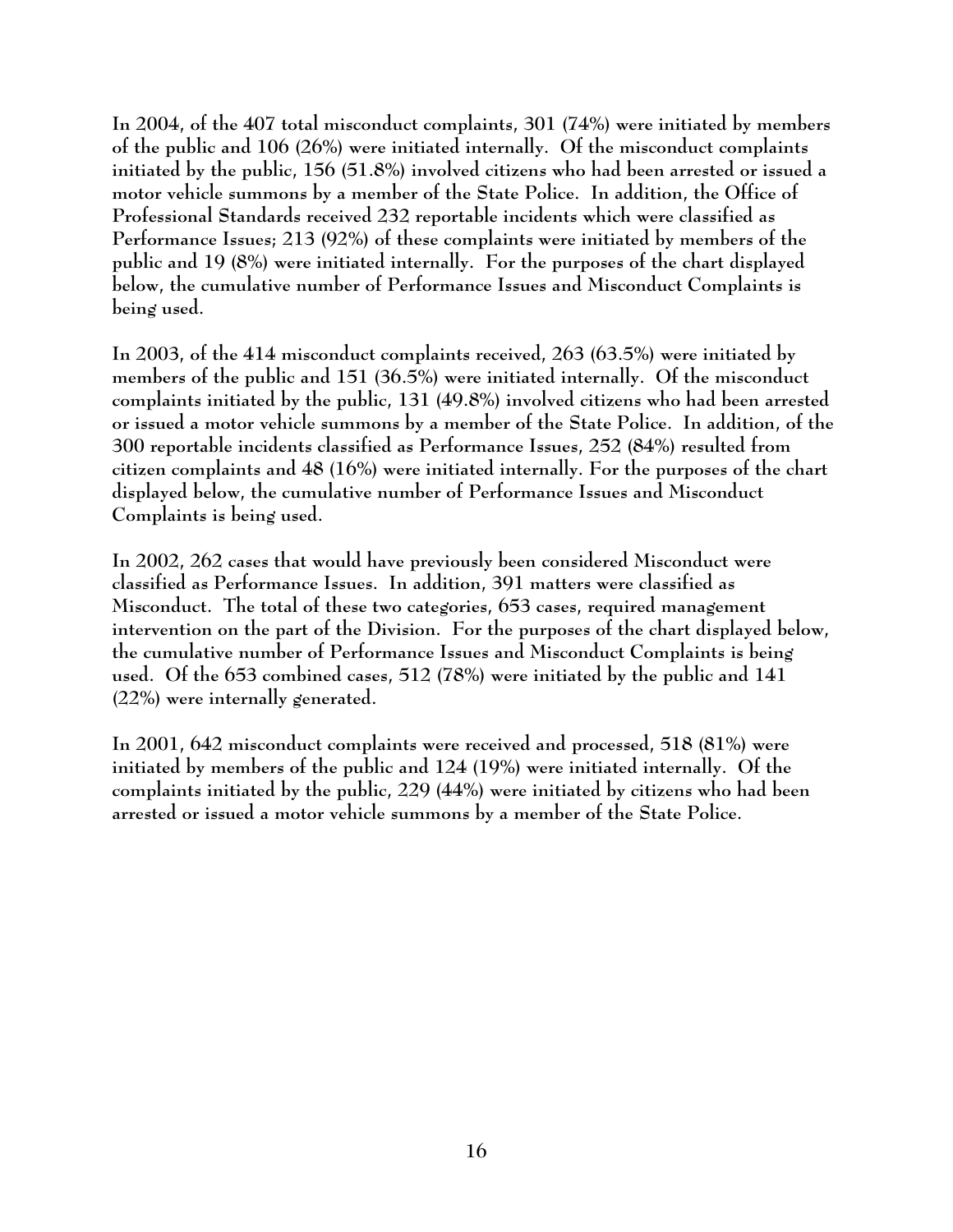In 2004, of the 407 total misconduct complaints, 301 (74%) were initiated by members of the public and 106 (26%) were initiated internally. Of the misconduct complaints initiated by the public, 156 (51.8%) involved citizens who had been arrested or issued a motor vehicle summons by a member of the State Police. In addition, the Office of Professional Standards received 232 reportable incidents which were classified as Performance Issues; 213 (92%) of these complaints were initiated by members of the public and 19 (8%) were initiated internally. For the purposes of the chart displayed below, the cumulative number of Performance Issues and Misconduct Complaints is being used.

In 2003, of the 414 misconduct complaints received, 263 (63.5%) were initiated by members of the public and 151 (36.5%) were initiated internally. Of the misconduct complaints initiated by the public, 131 (49.8%) involved citizens who had been arrested or issued a motor vehicle summons by a member of the State Police. In addition, of the 300 reportable incidents classified as Performance Issues, 252 (84%) resulted from citizen complaints and 48 (16%) were initiated internally. For the purposes of the chart displayed below, the cumulative number of Performance Issues and Misconduct Complaints is being used.

In 2002, 262 cases that would have previously been considered Misconduct were classified as Performance Issues. In addition, 391 matters were classified as Misconduct. The total of these two categories, 653 cases, required management intervention on the part of the Division. For the purposes of the chart displayed below, the cumulative number of Performance Issues and Misconduct Complaints is being used. Of the 653 combined cases, 512 (78%) were initiated by the public and 141 (22%) were internally generated.

In 2001, 642 misconduct complaints were received and processed, 518 (81%) were initiated by members of the public and 124 (19%) were initiated internally. Of the complaints initiated by the public, 229 (44%) were initiated by citizens who had been arrested or issued a motor vehicle summons by a member of the State Police.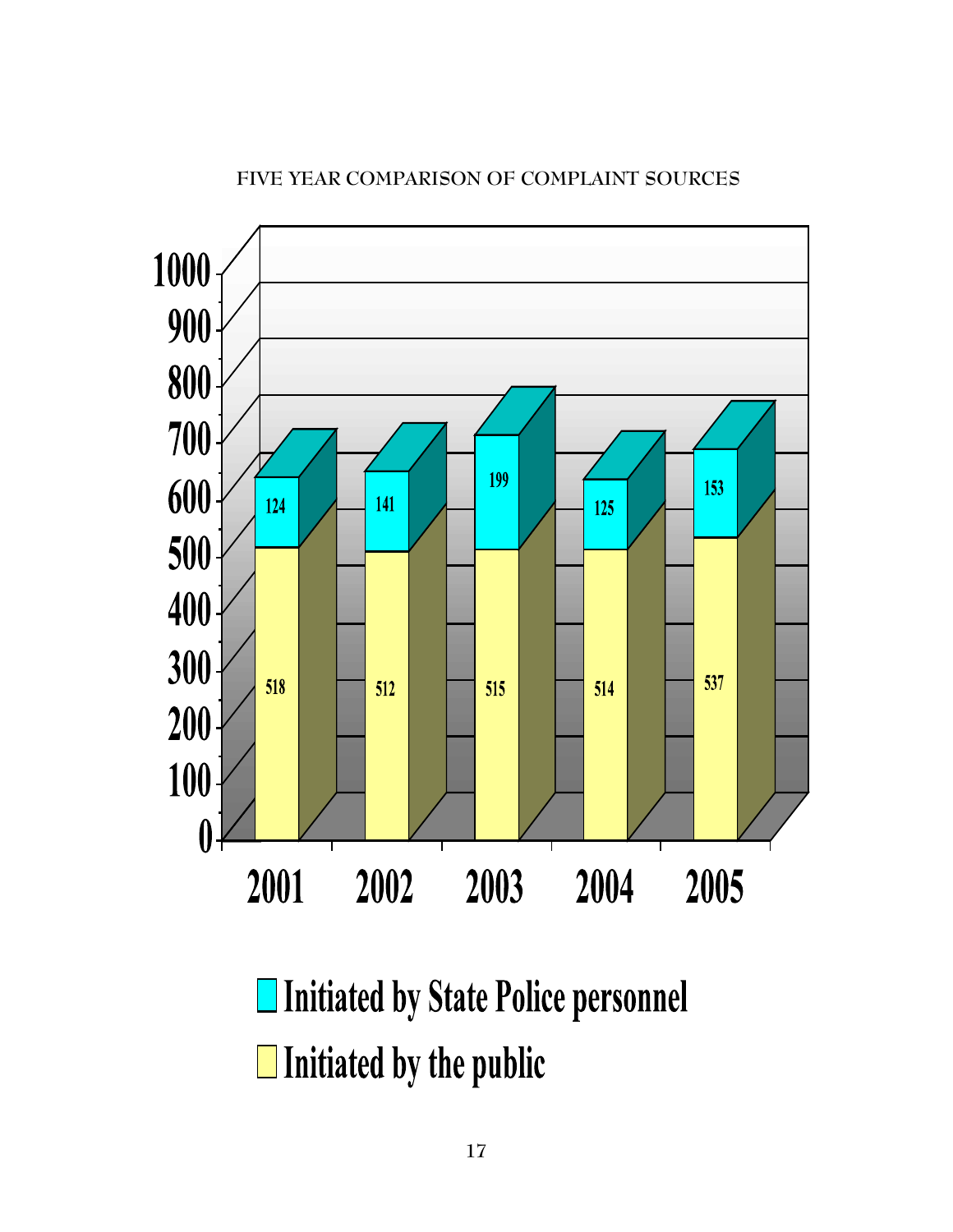FIVE YEAR COMPARISON OF COMPLAINT SOURCES

| Year | Initiated by State Police personnel | Initiated by the public |
|---|---|---|
| 2001 | 124 | 518 |
| 2002 | 141 | 512 |
| 2003 | 199 | 515 |
| 2004 | 125 | 514 |
| 2005 | 153 | 537 |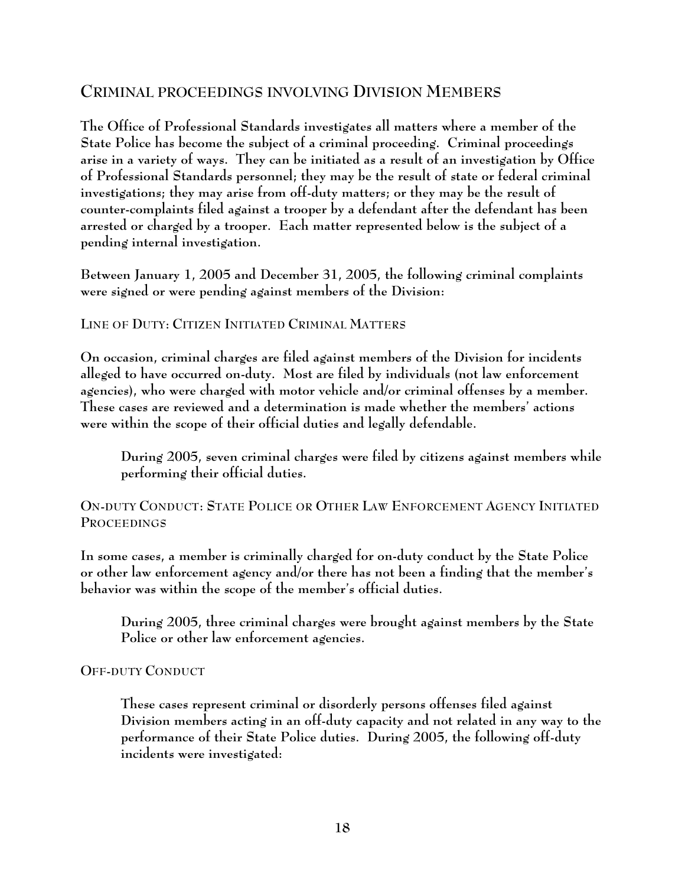## CRIMINAL PROCEEDINGS INVOLVING DIVISION MEMBERS

The Office of Professional Standards investigates all matters where a member of the State Police has become the subject of a criminal proceeding. Criminal proceedings arise in a variety of ways. They can be initiated as a result of an investigation by Office of Professional Standards personnel; they may be the result of state or federal criminal investigations; they may arise from off-duty matters; or they may be the result of counter-complaints filed against a trooper by a defendant after the defendant has been arrested or charged by a trooper. Each matter represented below is the subject of a pending internal investigation.

Between January 1, 2005 and December 31, 2005, the following criminal complaints were signed or were pending against members of the Division:

### LINE OF DUTY: CITIZEN INITIATED CRIMINAL MATTERS

On occasion, criminal charges are filed against members of the Division for incidents alleged to have occurred on-duty. Most are filed by individuals (not law enforcement agencies), who were charged with motor vehicle and/or criminal offenses by a member. These cases are reviewed and a determination is made whether the members' actions were within the scope of their official duties and legally defendable.

> During 2005, seven criminal charges were filed by citizens against members while performing their official duties.

### ON-DUTY CONDUCT: STATE POLICE OR OTHER LAW ENFORCEMENT AGENCY INITIATED PROCEEDINGS

In some cases, a member is criminally charged for on-duty conduct by the State Police or other law enforcement agency and/or there has not been a finding that the member's behavior was within the scope of the member's official duties.

> During 2005, three criminal charges were brought against members by the State Police or other law enforcement agencies.

### OFF-DUTY CONDUCT

> These cases represent criminal or disorderly persons offenses filed against Division members acting in an off-duty capacity and not related in any way to the performance of their State Police duties. During 2005, the following off-duty incidents were investigated: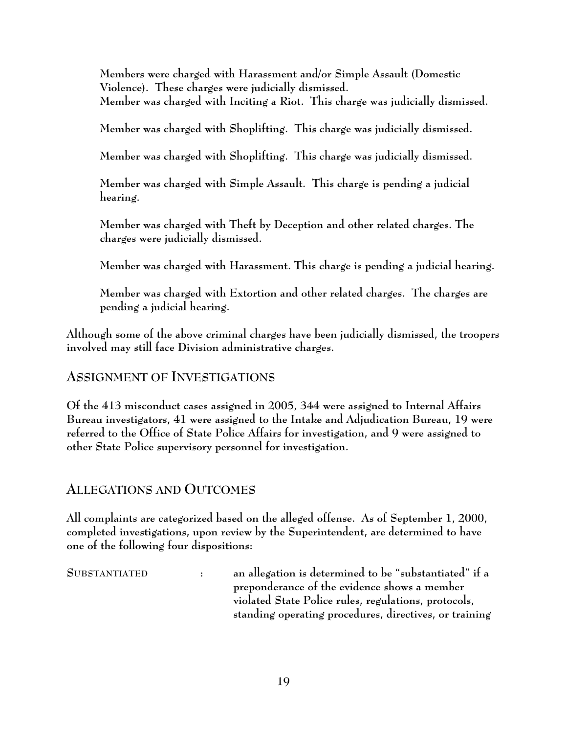Members were charged with Harassment and/or Simple Assault (Domestic Violence). These charges were judicially dismissed.
Member was charged with Inciting a Riot. This charge was judicially dismissed.

Member was charged with Shoplifting. This charge was judicially dismissed.

Member was charged with Shoplifting. This charge was judicially dismissed.

Member was charged with Simple Assault. This charge is pending a judicial hearing.

Member was charged with Theft by Deception and other related charges. The charges were judicially dismissed.

Member was charged with Harassment. This charge is pending a judicial hearing.

Member was charged with Extortion and other related charges. The charges are pending a judicial hearing.

Although some of the above criminal charges have been judicially dismissed, the troopers involved may still face Division administrative charges.

## Assignment of Investigations

Of the 413 misconduct cases assigned in 2005, 344 were assigned to Internal Affairs Bureau investigators, 41 were assigned to the Intake and Adjudication Bureau, 19 were referred to the Office of State Police Affairs for investigation, and 9 were assigned to other State Police supervisory personnel for investigation.

## Allegations and Outcomes

All complaints are categorized based on the alleged offense. As of September 1, 2000, completed investigations, upon review by the Superintendent, are determined to have one of the following four dispositions:

SUBSTANTIATED : an allegation is determined to be "substantiated" if a preponderance of the evidence shows a member violated State Police rules, regulations, protocols, standing operating procedures, directives, or training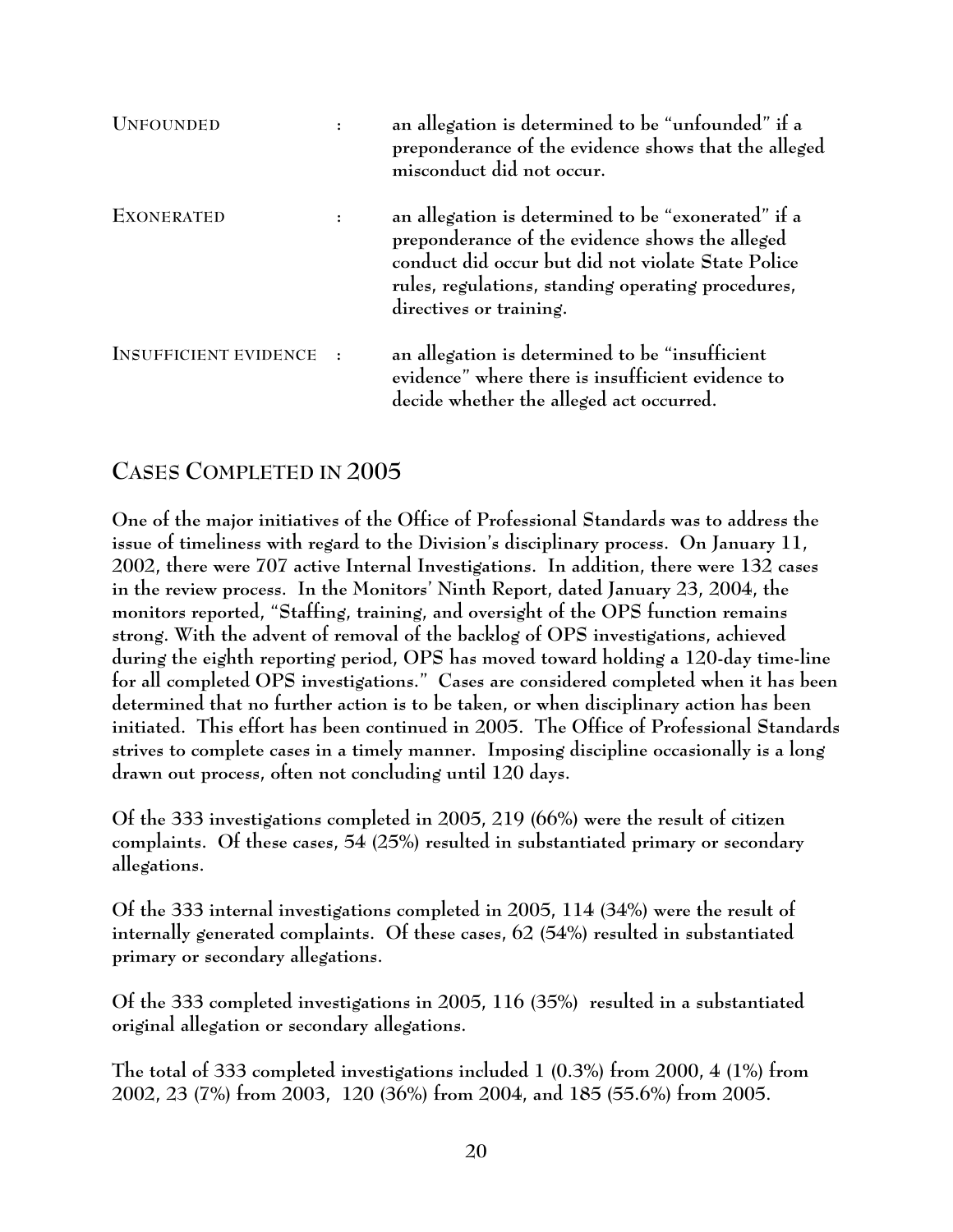| | | |
|---|---|---|
| UNFOUNDED | : | an allegation is determined to be "unfounded" if a preponderance of the evidence shows that the alleged misconduct did not occur. |
| EXONERATED | : | an allegation is determined to be "exonerated" if a preponderance of the evidence shows the alleged conduct did occur but did not violate State Police rules, regulations, standing operating procedures, directives or training. |
| INSUFFICIENT EVIDENCE | : | an allegation is determined to be "insufficient evidence" where there is insufficient evidence to decide whether the alleged act occurred. |

## CASES COMPLETED IN 2005

One of the major initiatives of the Office of Professional Standards was to address the issue of timeliness with regard to the Division's disciplinary process. On January 11, 2002, there were 707 active Internal Investigations. In addition, there were 132 cases in the review process. In the Monitors' Ninth Report, dated January 23, 2004, the monitors reported, "Staffing, training, and oversight of the OPS function remains strong. With the advent of removal of the backlog of OPS investigations, achieved during the eighth reporting period, OPS has moved toward holding a 120-day time-line for all completed OPS investigations." Cases are considered completed when it has been determined that no further action is to be taken, or when disciplinary action has been initiated. This effort has been continued in 2005. The Office of Professional Standards strives to complete cases in a timely manner. Imposing discipline occasionally is a long drawn out process, often not concluding until 120 days.

Of the 333 investigations completed in 2005, 219 (66%) were the result of citizen complaints. Of these cases, 54 (25%) resulted in substantiated primary or secondary allegations.

Of the 333 internal investigations completed in 2005, 114 (34%) were the result of internally generated complaints. Of these cases, 62 (54%) resulted in substantiated primary or secondary allegations.

Of the 333 completed investigations in 2005, 116 (35%) resulted in a substantiated original allegation or secondary allegations.

The total of 333 completed investigations included 1 (0.3%) from 2000, 4 (1%) from 2002, 23 (7%) from 2003, 120 (36%) from 2004, and 185 (55.6%) from 2005.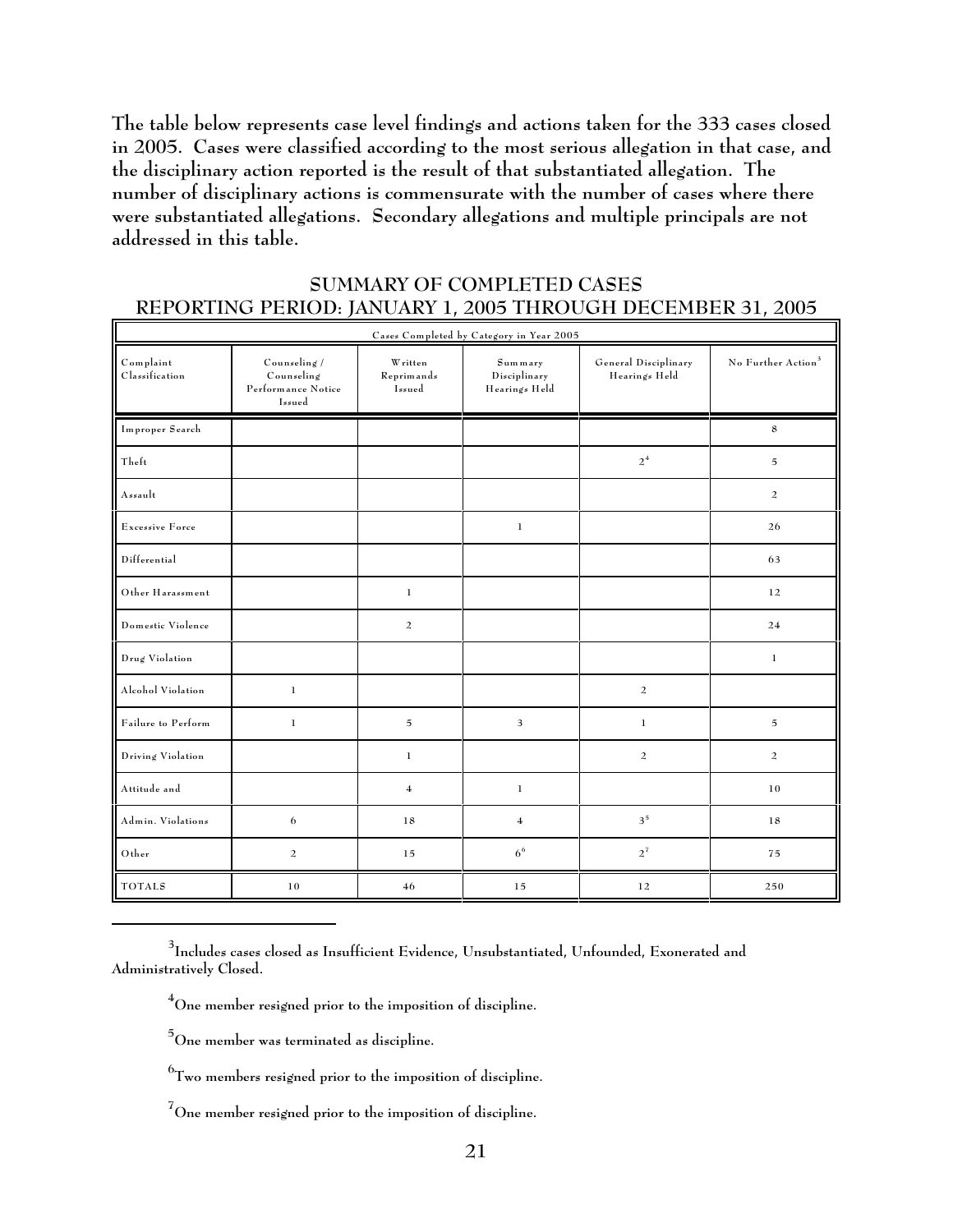**The table below represents case level findings and actions taken for the 333 cases closed in 2005. Cases were classified according to the most serious allegation in that case, and the disciplinary action reported is the result of that substantiated allegation. The number of disciplinary actions is commensurate with the number of cases where there were substantiated allegations. Secondary allegations and multiple principals are not addressed in this table.**

## SUMMARY OF COMPLETED CASES
## REPORTING PERIOD: JANUARY 1, 2005 THROUGH DECEMBER 31, 2005

| Cases Completed by Category in Year 2005 | | | | | |
|---|---|---|---|---|---|
| Complaint Classification | Counseling / Counseling Performance Notice Issued | Written Reprimands Issued | Summary Disciplinary Hearings Held | General Disciplinary Hearings Held | No Further Action[3] |
| Improper Search | | | | | 8 |
| Theft | | | | 2[4] | 5 |
| Assault | | | | | 2 |
| Excessive Force | | | 1 | | 26 |
| Differential | | | | | 63 |
| Other Harassment | | 1 | | | 12 |
| Domestic Violence | | 2 | | | 24 |
| Drug Violation | | | | | 1 |
| Alcohol Violation | 1 | | | 2 | |
| Failure to Perform | 1 | 5 | 3 | 1 | 5 |
| Driving Violation | | 1 | | 2 | 2 |
| Attitude and | | 4 | 1 | | 10 |
| Admin. Violations | 6 | 18 | 4 | 3[5] | 18 |
| Other | 2 | 15 | 6[6] | 2[7] | 75 |
| TOTALS | 10 | 46 | 15 | 12 | 250 |

---

[3] Includes cases closed as Insufficient Evidence, Unsubstantiated, Unfounded, Exonerated and Administratively Closed.

[4] One member resigned prior to the imposition of discipline.

[5] One member was terminated as discipline.

[6] Two members resigned prior to the imposition of discipline.

[7] One member resigned prior to the imposition of discipline.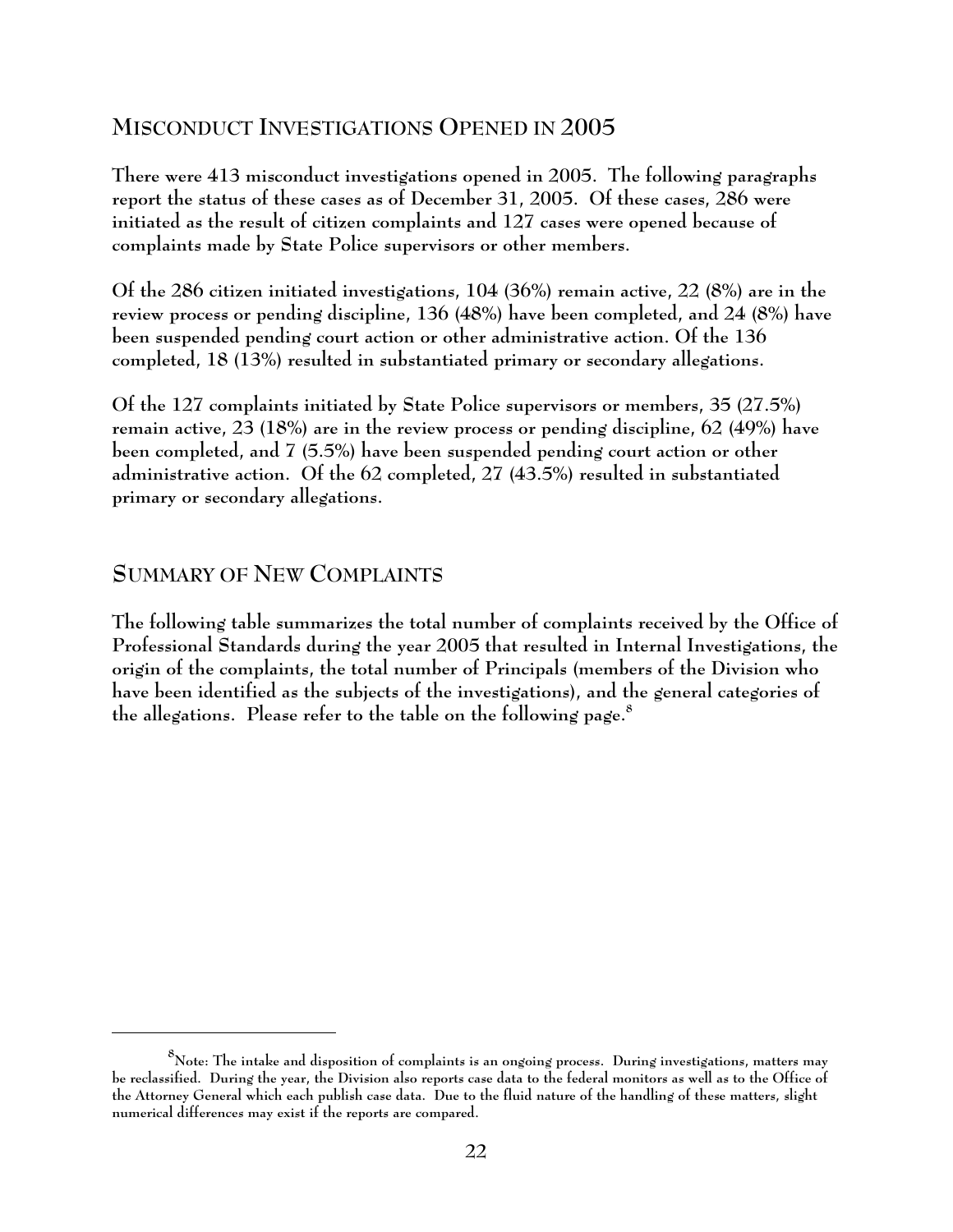## MISCONDUCT INVESTIGATIONS OPENED IN 2005

**There were 413 misconduct investigations opened in 2005. The following paragraphs report the status of these cases as of December 31, 2005. Of these cases, 286 were initiated as the result of citizen complaints and 127 cases were opened because of complaints made by State Police supervisors or other members.**

**Of the 286 citizen initiated investigations, 104 (36%) remain active, 22 (8%) are in the review process or pending discipline, 136 (48%) have been completed, and 24 (8%) have been suspended pending court action or other administrative action. Of the 136 completed, 18 (13%) resulted in substantiated primary or secondary allegations.**

**Of the 127 complaints initiated by State Police supervisors or members, 35 (27.5%) remain active, 23 (18%) are in the review process or pending discipline, 62 (49%) have been completed, and 7 (5.5%) have been suspended pending court action or other administrative action. Of the 62 completed, 27 (43.5%) resulted in substantiated primary or secondary allegations.**

## SUMMARY OF NEW COMPLAINTS

**The following table summarizes the total number of complaints received by the Office of Professional Standards during the year 2005 that resulted in Internal Investigations, the origin of the complaints, the total number of Principals (members of the Division who have been identified as the subjects of the investigations), and the general categories of the allegations. Please refer to the table on the following page.[8]**

[8]Note: The intake and disposition of complaints is an ongoing process. During investigations, matters may be reclassified. During the year, the Division also reports case data to the federal monitors as well as to the Office of the Attorney General which each publish case data. Due to the fluid nature of the handling of these matters, slight numerical differences may exist if the reports are compared.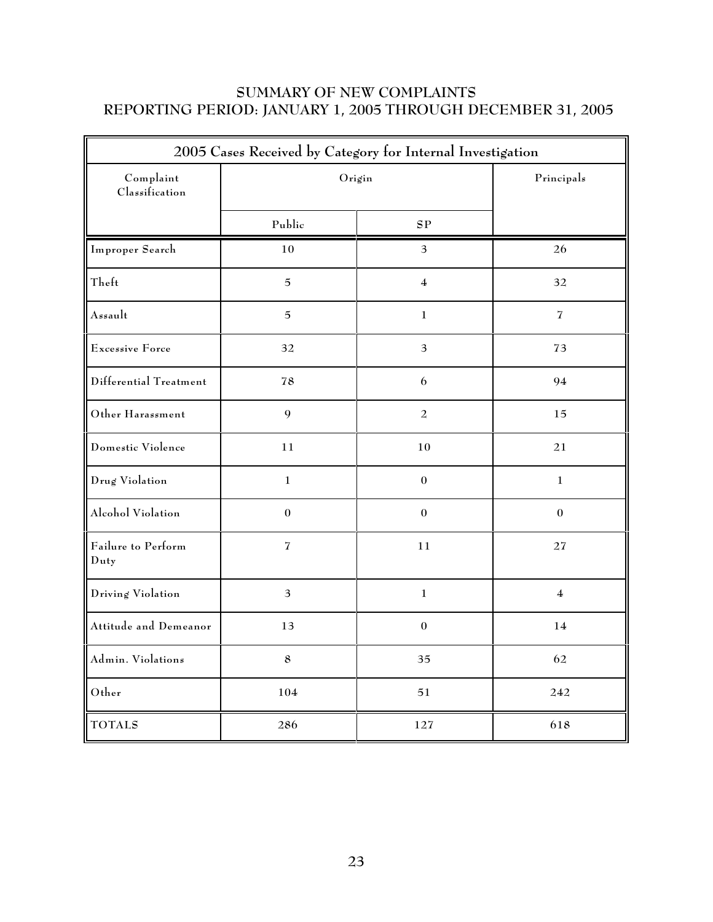# SUMMARY OF NEW COMPLAINTS
## REPORTING PERIOD: JANUARY 1, 2005 THROUGH DECEMBER 31, 2005

| 2005 Cases Received by Category for Internal Investigation | | | |
|---|---|---|---|
| Complaint Classification | Origin | | Principals |
| | Public | SP | |
| Improper Search | 10 | 3 | 26 |
| Theft | 5 | 4 | 32 |
| Assault | 5 | 1 | 7 |
| Excessive Force | 32 | 3 | 73 |
| Differential Treatment | 78 | 6 | 94 |
| Other Harassment | 9 | 2 | 15 |
| Domestic Violence | 11 | 10 | 21 |
| Drug Violation | 1 | 0 | 1 |
| Alcohol Violation | 0 | 0 | 0 |
| Failure to Perform Duty | 7 | 11 | 27 |
| Driving Violation | 3 | 1 | 4 |
| Attitude and Demeanor | 13 | 0 | 14 |
| Admin. Violations | 8 | 35 | 62 |
| Other | 104 | 51 | 242 |
| TOTALS | 286 | 127 | 618 |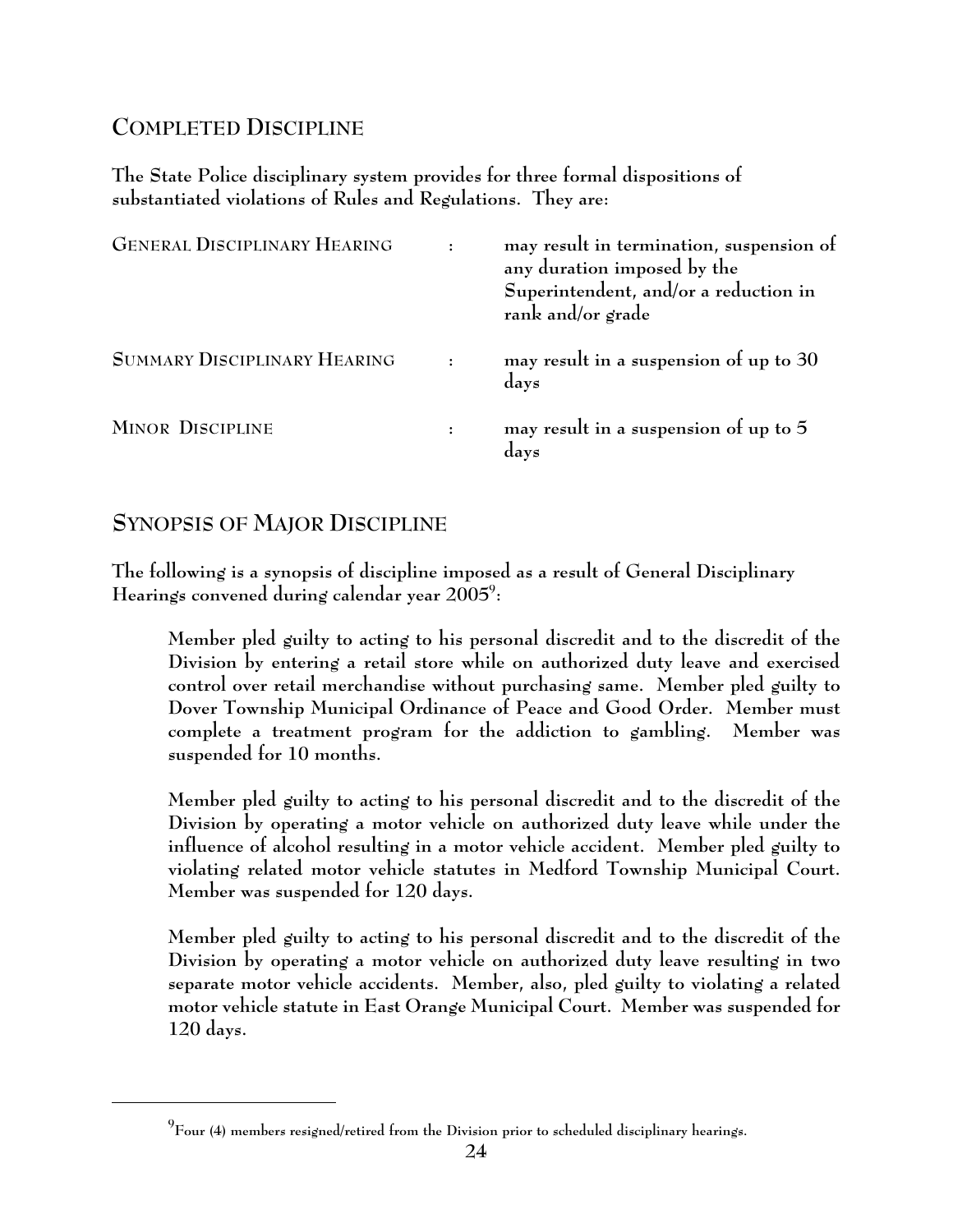## COMPLETED DISCIPLINE

The State Police disciplinary system provides for three formal dispositions of substantiated violations of Rules and Regulations. They are:

| | | |
|---|---|---|
| GENERAL DISCIPLINARY HEARING | : | may result in termination, suspension of any duration imposed by the Superintendent, and/or a reduction in rank and/or grade |
| SUMMARY DISCIPLINARY HEARING | : | may result in a suspension of up to 30 days |
| MINOR DISCIPLINE | : | may result in a suspension of up to 5 days |

## SYNOPSIS OF MAJOR DISCIPLINE

The following is a synopsis of discipline imposed as a result of General Disciplinary Hearings convened during calendar year 2005[9]:

> Member pled guilty to acting to his personal discredit and to the discredit of the Division by entering a retail store while on authorized duty leave and exercised control over retail merchandise without purchasing same. Member pled guilty to Dover Township Municipal Ordinance of Peace and Good Order. Member must complete a treatment program for the addiction to gambling. Member was suspended for 10 months.
>
> Member pled guilty to acting to his personal discredit and to the discredit of the Division by operating a motor vehicle on authorized duty leave while under the influence of alcohol resulting in a motor vehicle accident. Member pled guilty to violating related motor vehicle statutes in Medford Township Municipal Court. Member was suspended for 120 days.
>
> Member pled guilty to acting to his personal discredit and to the discredit of the Division by operating a motor vehicle on authorized duty leave resulting in two separate motor vehicle accidents. Member, also, pled guilty to violating a related motor vehicle statute in East Orange Municipal Court. Member was suspended for 120 days.

---

[9] Four (4) members resigned/retired from the Division prior to scheduled disciplinary hearings.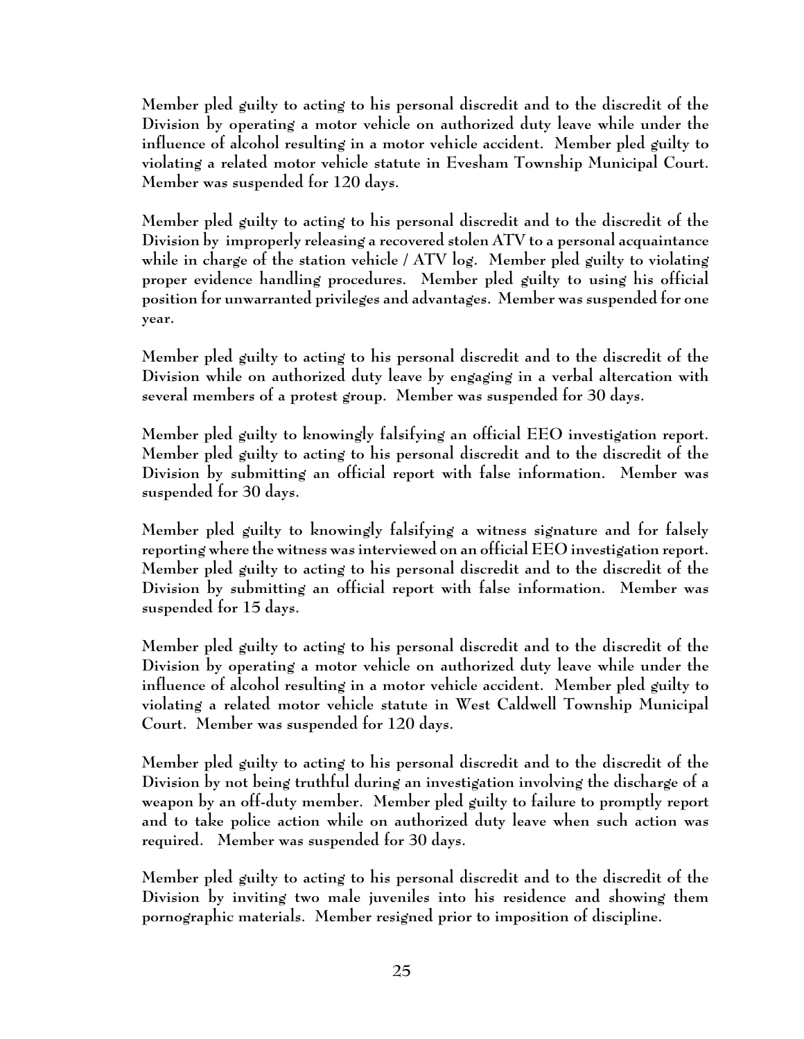Member pled guilty to acting to his personal discredit and to the discredit of the Division by operating a motor vehicle on authorized duty leave while under the influence of alcohol resulting in a motor vehicle accident. Member pled guilty to violating a related motor vehicle statute in Evesham Township Municipal Court. Member was suspended for 120 days.

Member pled guilty to acting to his personal discredit and to the discredit of the Division by improperly releasing a recovered stolen ATV to a personal acquaintance while in charge of the station vehicle / ATV log. Member pled guilty to violating proper evidence handling procedures. Member pled guilty to using his official position for unwarranted privileges and advantages. Member was suspended for one year.

Member pled guilty to acting to his personal discredit and to the discredit of the Division while on authorized duty leave by engaging in a verbal altercation with several members of a protest group. Member was suspended for 30 days.

Member pled guilty to knowingly falsifying an official EEO investigation report. Member pled guilty to acting to his personal discredit and to the discredit of the Division by submitting an official report with false information. Member was suspended for 30 days.

Member pled guilty to knowingly falsifying a witness signature and for falsely reporting where the witness was interviewed on an official EEO investigation report. Member pled guilty to acting to his personal discredit and to the discredit of the Division by submitting an official report with false information. Member was suspended for 15 days.

Member pled guilty to acting to his personal discredit and to the discredit of the Division by operating a motor vehicle on authorized duty leave while under the influence of alcohol resulting in a motor vehicle accident. Member pled guilty to violating a related motor vehicle statute in West Caldwell Township Municipal Court. Member was suspended for 120 days.

Member pled guilty to acting to his personal discredit and to the discredit of the Division by not being truthful during an investigation involving the discharge of a weapon by an off-duty member. Member pled guilty to failure to promptly report and to take police action while on authorized duty leave when such action was required. Member was suspended for 30 days.

Member pled guilty to acting to his personal discredit and to the discredit of the Division by inviting two male juveniles into his residence and showing them pornographic materials. Member resigned prior to imposition of discipline.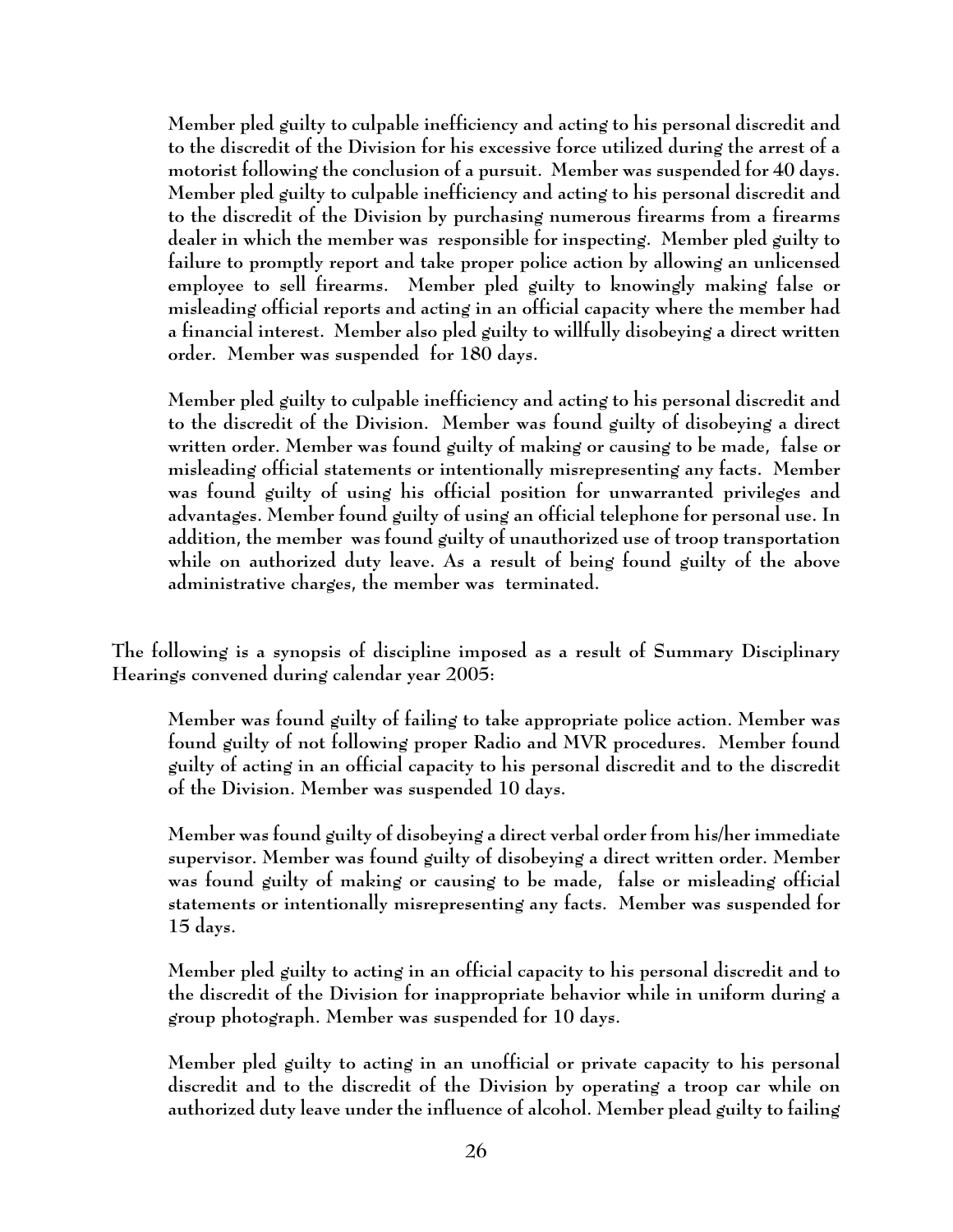Member pled guilty to culpable inefficiency and acting to his personal discredit and to the discredit of the Division for his excessive force utilized during the arrest of a motorist following the conclusion of a pursuit. Member was suspended for 40 days. Member pled guilty to culpable inefficiency and acting to his personal discredit and to the discredit of the Division by purchasing numerous firearms from a firearms dealer in which the member was responsible for inspecting. Member pled guilty to failure to promptly report and take proper police action by allowing an unlicensed employee to sell firearms. Member pled guilty to knowingly making false or misleading official reports and acting in an official capacity where the member had a financial interest. Member also pled guilty to willfully disobeying a direct written order. Member was suspended for 180 days.

Member pled guilty to culpable inefficiency and acting to his personal discredit and to the discredit of the Division. Member was found guilty of disobeying a direct written order. Member was found guilty of making or causing to be made, false or misleading official statements or intentionally misrepresenting any facts. Member was found guilty of using his official position for unwarranted privileges and advantages. Member found guilty of using an official telephone for personal use. In addition, the member was found guilty of unauthorized use of troop transportation while on authorized duty leave. As a result of being found guilty of the above administrative charges, the member was terminated.

The following is a synopsis of discipline imposed as a result of Summary Disciplinary Hearings convened during calendar year 2005:

Member was found guilty of failing to take appropriate police action. Member was found guilty of not following proper Radio and MVR procedures. Member found guilty of acting in an official capacity to his personal discredit and to the discredit of the Division. Member was suspended 10 days.

Member was found guilty of disobeying a direct verbal order from his/her immediate supervisor. Member was found guilty of disobeying a direct written order. Member was found guilty of making or causing to be made, false or misleading official statements or intentionally misrepresenting any facts. Member was suspended for 15 days.

Member pled guilty to acting in an official capacity to his personal discredit and to the discredit of the Division for inappropriate behavior while in uniform during a group photograph. Member was suspended for 10 days.

Member pled guilty to acting in an unofficial or private capacity to his personal discredit and to the discredit of the Division by operating a troop car while on authorized duty leave under the influence of alcohol. Member plead guilty to failing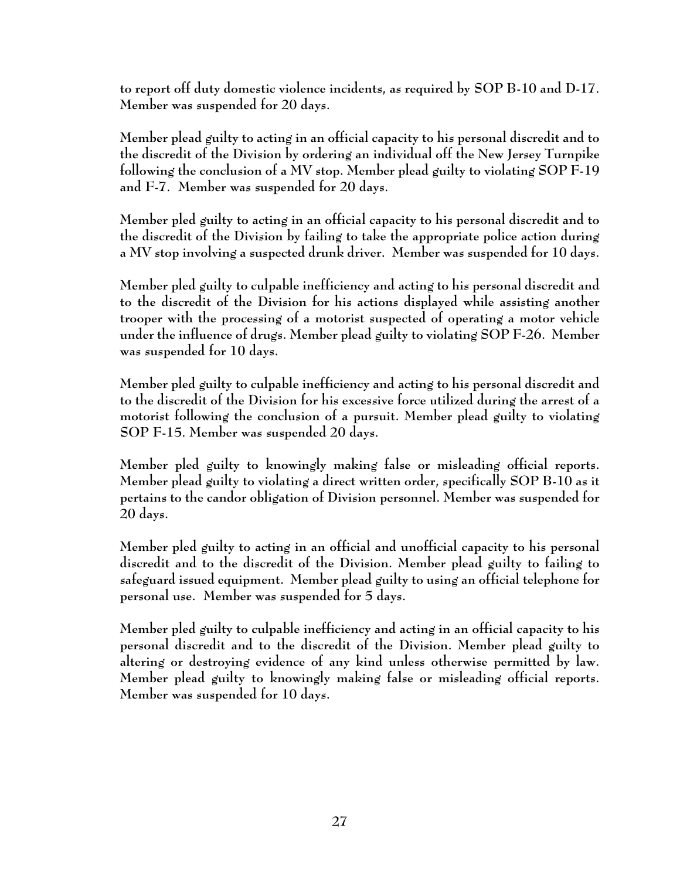**to report off duty domestic violence incidents, as required by SOP B-10 and D-17. Member was suspended for 20 days.**

**Member plead guilty to acting in an official capacity to his personal discredit and to the discredit of the Division by ordering an individual off the New Jersey Turnpike following the conclusion of a MV stop. Member plead guilty to violating SOP F-19 and F-7. Member was suspended for 20 days.**

**Member pled guilty to acting in an official capacity to his personal discredit and to the discredit of the Division by failing to take the appropriate police action during a MV stop involving a suspected drunk driver. Member was suspended for 10 days.**

**Member pled guilty to culpable inefficiency and acting to his personal discredit and to the discredit of the Division for his actions displayed while assisting another trooper with the processing of a motorist suspected of operating a motor vehicle under the influence of drugs. Member plead guilty to violating SOP F-26. Member was suspended for 10 days.**

**Member pled guilty to culpable inefficiency and acting to his personal discredit and to the discredit of the Division for his excessive force utilized during the arrest of a motorist following the conclusion of a pursuit. Member plead guilty to violating SOP F-15. Member was suspended 20 days.**

**Member pled guilty to knowingly making false or misleading official reports. Member plead guilty to violating a direct written order, specifically SOP B-10 as it pertains to the candor obligation of Division personnel. Member was suspended for 20 days.**

**Member pled guilty to acting in an official and unofficial capacity to his personal discredit and to the discredit of the Division. Member plead guilty to failing to safeguard issued equipment. Member plead guilty to using an official telephone for personal use. Member was suspended for 5 days.**

**Member pled guilty to culpable inefficiency and acting in an official capacity to his personal discredit and to the discredit of the Division. Member plead guilty to altering or destroying evidence of any kind unless otherwise permitted by law. Member plead guilty to knowingly making false or misleading official reports. Member was suspended for 10 days.**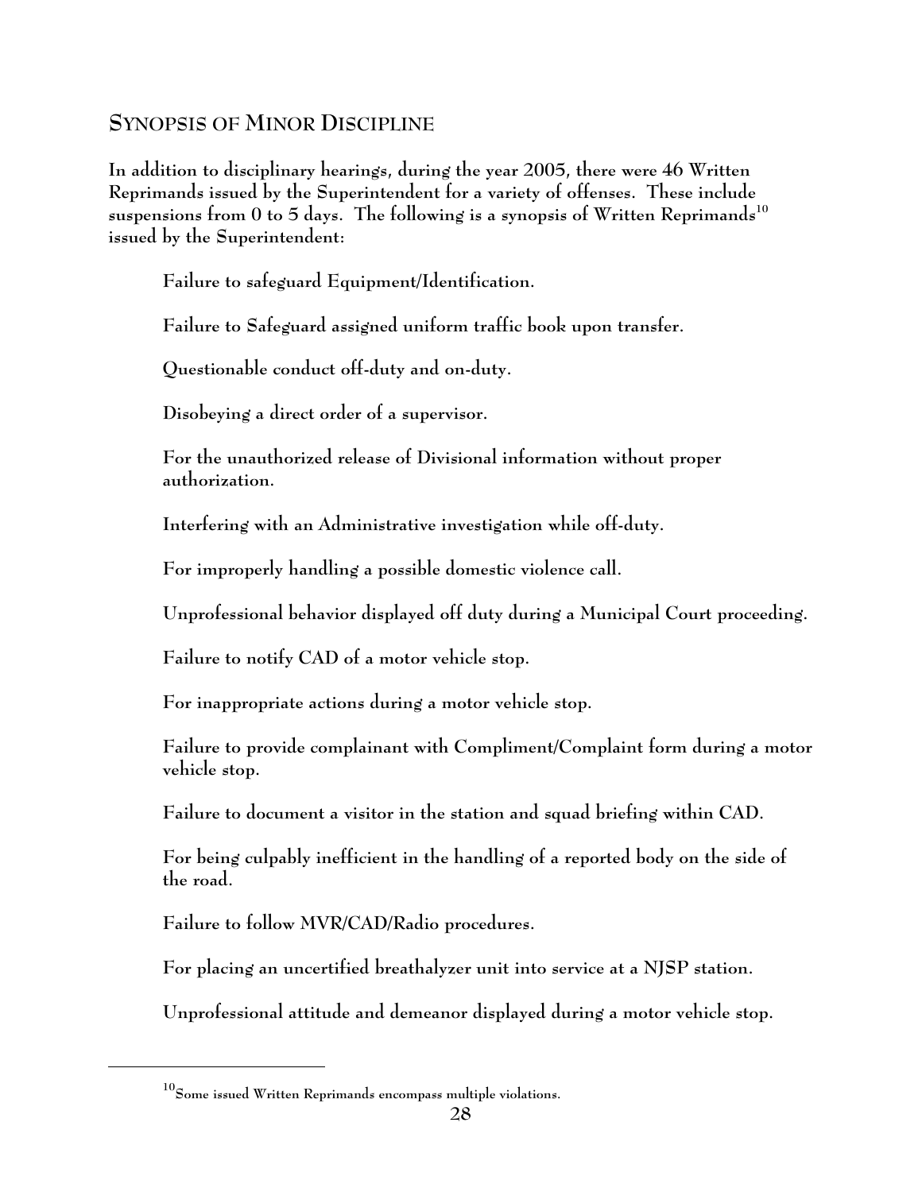## SYNOPSIS OF MINOR DISCIPLINE

**In addition to disciplinary hearings, during the year 2005, there were 46 Written Reprimands issued by the Superintendent for a variety of offenses. These include suspensions from 0 to 5 days. The following is a synopsis of Written Reprimands[10] issued by the Superintendent:**

**Failure to safeguard Equipment/Identification.**

**Failure to Safeguard assigned uniform traffic book upon transfer.**

**Questionable conduct off-duty and on-duty.**

**Disobeying a direct order of a supervisor.**

**For the unauthorized release of Divisional information without proper authorization.**

**Interfering with an Administrative investigation while off-duty.**

**For improperly handling a possible domestic violence call.**

**Unprofessional behavior displayed off duty during a Municipal Court proceeding.**

**Failure to notify CAD of a motor vehicle stop.**

**For inappropriate actions during a motor vehicle stop.**

**Failure to provide complainant with Compliment/Complaint form during a motor vehicle stop.**

**Failure to document a visitor in the station and squad briefing within CAD.**

**For being culpably inefficient in the handling of a reported body on the side of the road.**

**Failure to follow MVR/CAD/Radio procedures.**

**For placing an uncertified breathalyzer unit into service at a NJSP station.**

**Unprofessional attitude and demeanor displayed during a motor vehicle stop.**

---

[10] Some issued Written Reprimands encompass multiple violations.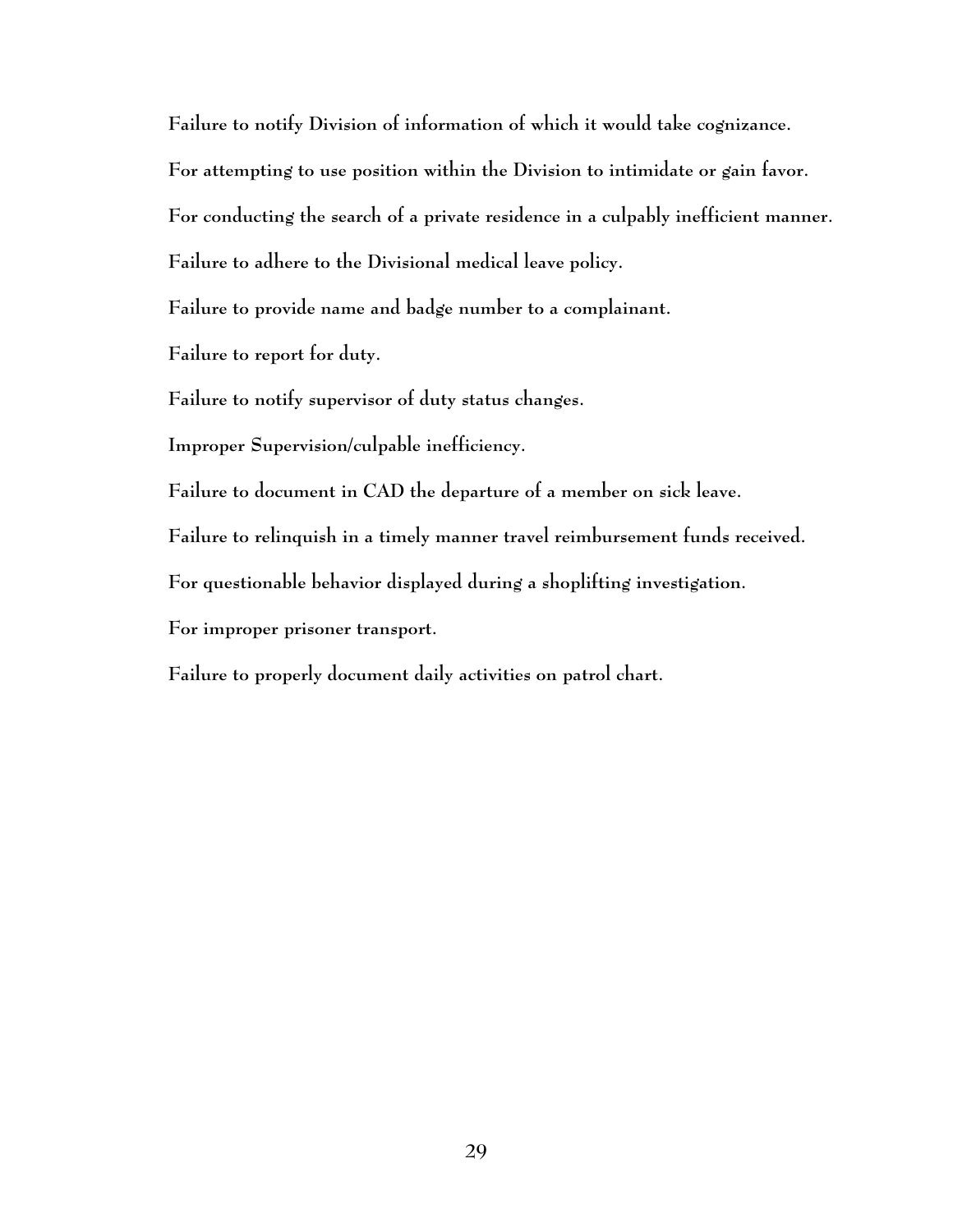**Failure to notify Division of information of which it would take cognizance.**

**For attempting to use position within the Division to intimidate or gain favor.**

**For conducting the search of a private residence in a culpably inefficient manner.**

**Failure to adhere to the Divisional medical leave policy.**

**Failure to provide name and badge number to a complainant.**

**Failure to report for duty.**

**Failure to notify supervisor of duty status changes.**

**Improper Supervision/culpable inefficiency.**

**Failure to document in CAD the departure of a member on sick leave.**

**Failure to relinquish in a timely manner travel reimbursement funds received.**

**For questionable behavior displayed during a shoplifting investigation.**

**For improper prisoner transport.**

**Failure to properly document daily activities on patrol chart.**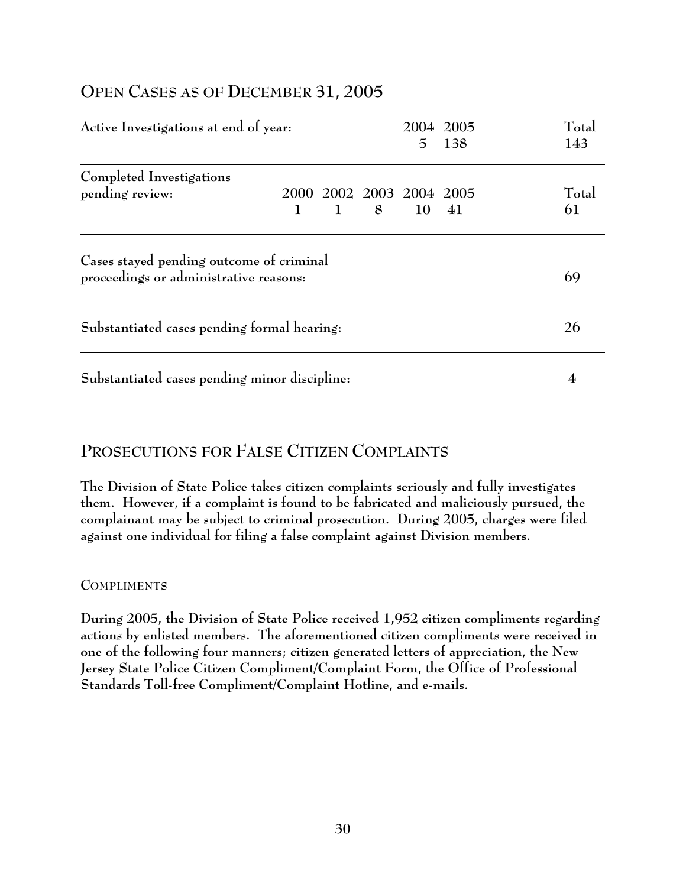## Open Cases as of December 31, 2005

| | 2000 | 2002 | 2003 | 2004 | 2005 | Total |
|---|---|---|---|---|---|---|
| Active Investigations at end of year: | | | | 5 | 138 | 143 |
| Completed Investigations pending review: | 1 | 1 | 8 | 10 | 41 | 61 |
| Cases stayed pending outcome of criminal proceedings or administrative reasons: | | | | | | 69 |
| Substantiated cases pending formal hearing: | | | | | | 26 |
| Substantiated cases pending minor discipline: | | | | | | 4 |

## Prosecutions for False Citizen Complaints

**The Division of State Police takes citizen complaints seriously and fully investigates them. However, if a complaint is found to be fabricated and maliciously pursued, the complainant may be subject to criminal prosecution. During 2005, charges were filed against one individual for filing a false complaint against Division members.**

### Compliments

**During 2005, the Division of State Police received 1,952 citizen compliments regarding actions by enlisted members. The aforementioned citizen compliments were received in one of the following four manners; citizen generated letters of appreciation, the New Jersey State Police Citizen Compliment/Complaint Form, the Office of Professional Standards Toll-free Compliment/Complaint Hotline, and e-mails.**